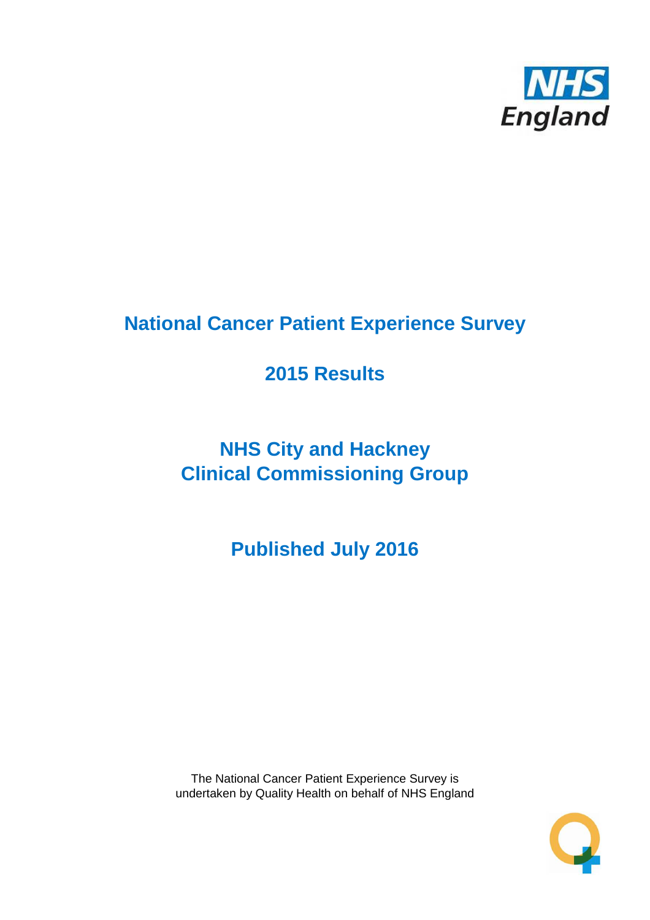NHS England

# National Cancer Patient Experience Survey

## 2015 Results

## NHS City and Hackney Clinical Commissioning Group

## Published July 2016

The National Cancer Patient Experience Survey is undertaken by Quality Health on behalf of NHS England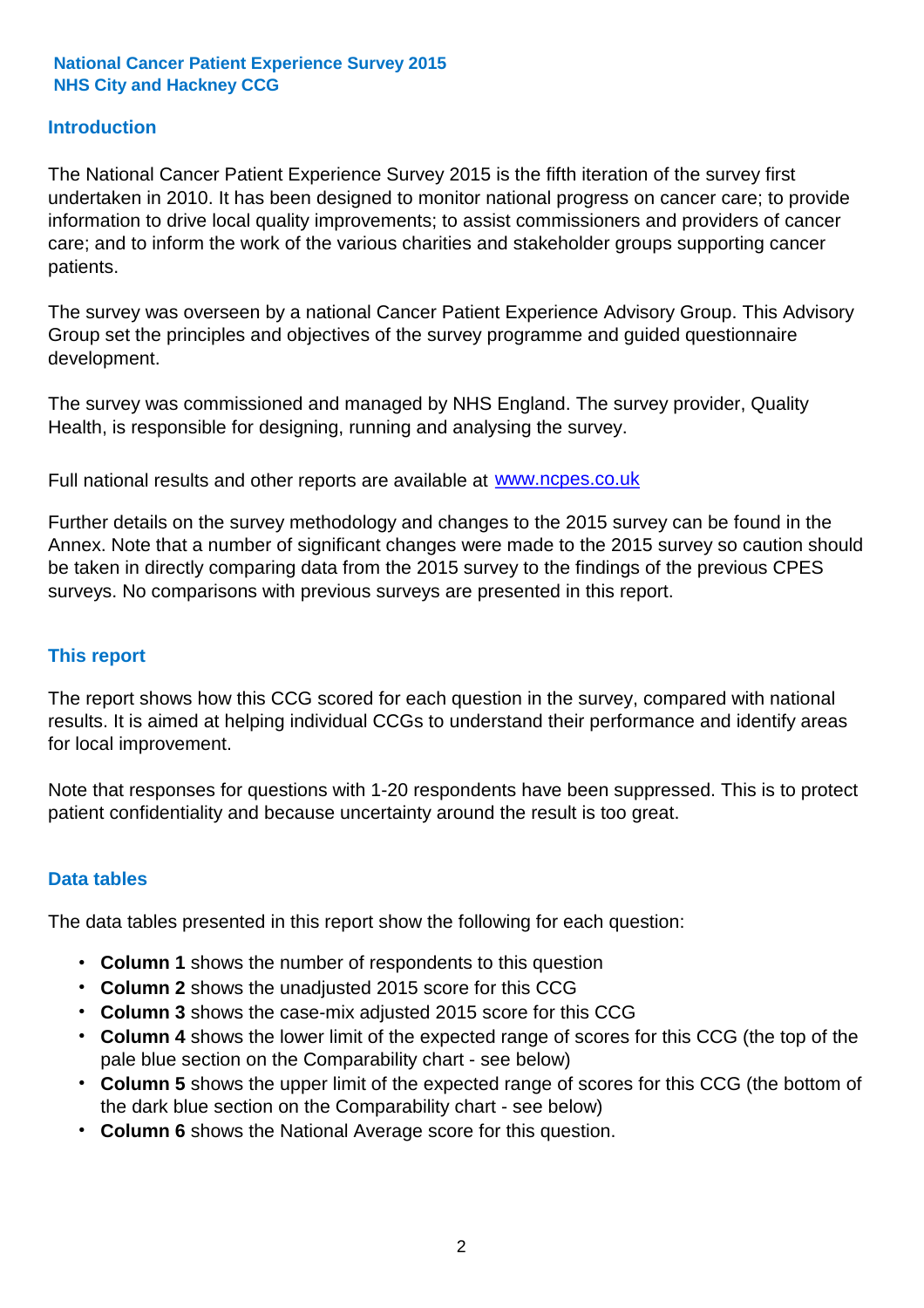**National Cancer Patient Experience Survey 2015**
**NHS City and Hackney CCG**

## Introduction

The National Cancer Patient Experience Survey 2015 is the fifth iteration of the survey first undertaken in 2010. It has been designed to monitor national progress on cancer care; to provide information to drive local quality improvements; to assist commissioners and providers of cancer care; and to inform the work of the various charities and stakeholder groups supporting cancer patients.

The survey was overseen by a national Cancer Patient Experience Advisory Group. This Advisory Group set the principles and objectives of the survey programme and guided questionnaire development.

The survey was commissioned and managed by NHS England. The survey provider, Quality Health, is responsible for designing, running and analysing the survey.

Full national results and other reports are available at www.ncpes.co.uk

Further details on the survey methodology and changes to the 2015 survey can be found in the Annex. Note that a number of significant changes were made to the 2015 survey so caution should be taken in directly comparing data from the 2015 survey to the findings of the previous CPES surveys. No comparisons with previous surveys are presented in this report.

## This report

The report shows how this CCG scored for each question in the survey, compared with national results. It is aimed at helping individual CCGs to understand their performance and identify areas for local improvement.

Note that responses for questions with 1-20 respondents have been suppressed. This is to protect patient confidentiality and because uncertainty around the result is too great.

## Data tables

The data tables presented in this report show the following for each question:

- **Column 1** shows the number of respondents to this question
- **Column 2** shows the unadjusted 2015 score for this CCG
- **Column 3** shows the case-mix adjusted 2015 score for this CCG
- **Column 4** shows the lower limit of the expected range of scores for this CCG (the top of the pale blue section on the Comparability chart - see below)
- **Column 5** shows the upper limit of the expected range of scores for this CCG (the bottom of the dark blue section on the Comparability chart - see below)
- **Column 6** shows the National Average score for this question.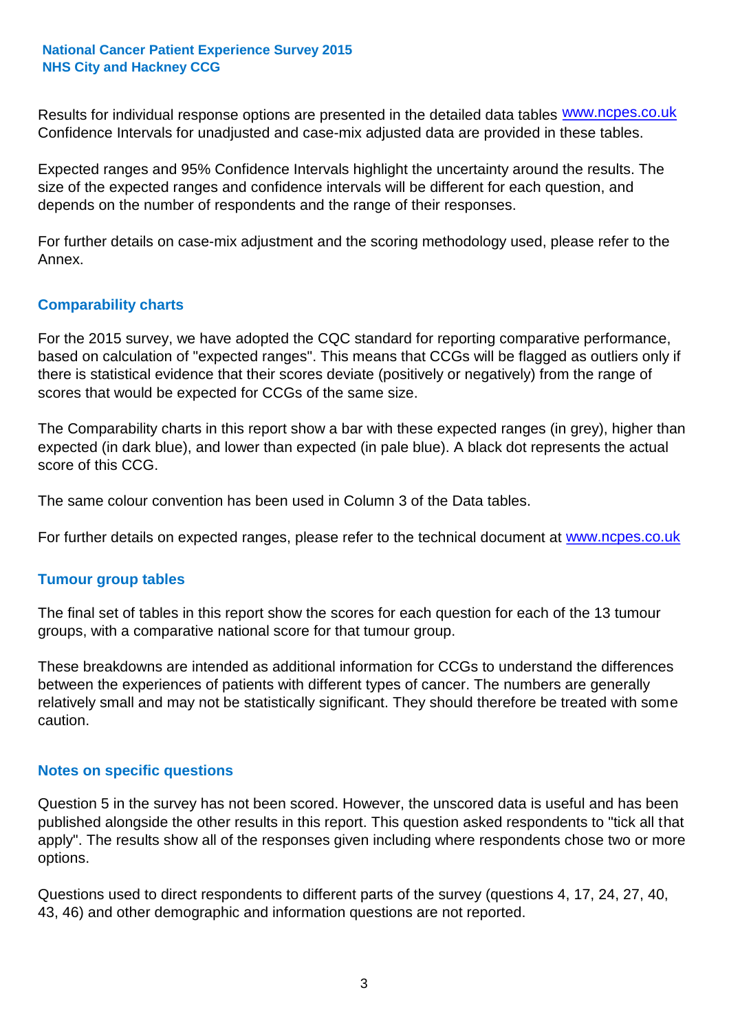Results for individual response options are presented in the detailed data tables www.ncpes.co.uk Confidence Intervals for unadjusted and case-mix adjusted data are provided in these tables.

Expected ranges and 95% Confidence Intervals highlight the uncertainty around the results. The size of the expected ranges and confidence intervals will be different for each question, and depends on the number of respondents and the range of their responses.

For further details on case-mix adjustment and the scoring methodology used, please refer to the Annex.

## Comparability charts

For the 2015 survey, we have adopted the CQC standard for reporting comparative performance, based on calculation of "expected ranges". This means that CCGs will be flagged as outliers only if there is statistical evidence that their scores deviate (positively or negatively) from the range of scores that would be expected for CCGs of the same size.

The Comparability charts in this report show a bar with these expected ranges (in grey), higher than expected (in dark blue), and lower than expected (in pale blue). A black dot represents the actual score of this CCG.

The same colour convention has been used in Column 3 of the Data tables.

For further details on expected ranges, please refer to the technical document at www.ncpes.co.uk

## Tumour group tables

The final set of tables in this report show the scores for each question for each of the 13 tumour groups, with a comparative national score for that tumour group.

These breakdowns are intended as additional information for CCGs to understand the differences between the experiences of patients with different types of cancer. The numbers are generally relatively small and may not be statistically significant. They should therefore be treated with some caution.

## Notes on specific questions

Question 5 in the survey has not been scored. However, the unscored data is useful and has been published alongside the other results in this report. This question asked respondents to "tick all that apply". The results show all of the responses given including where respondents chose two or more options.

Questions used to direct respondents to different parts of the survey (questions 4, 17, 24, 27, 40, 43, 46) and other demographic and information questions are not reported.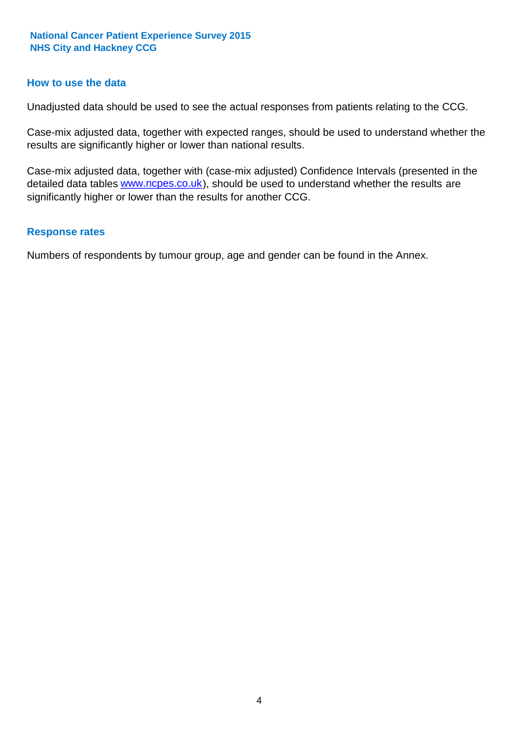## How to use the data

Unadjusted data should be used to see the actual responses from patients relating to the CCG.

Case-mix adjusted data, together with expected ranges, should be used to understand whether the results are significantly higher or lower than national results.

Case-mix adjusted data, together with (case-mix adjusted) Confidence Intervals (presented in the detailed data tables www.ncpes.co.uk), should be used to understand whether the results are significantly higher or lower than the results for another CCG.

## Response rates

Numbers of respondents by tumour group, age and gender can be found in the Annex.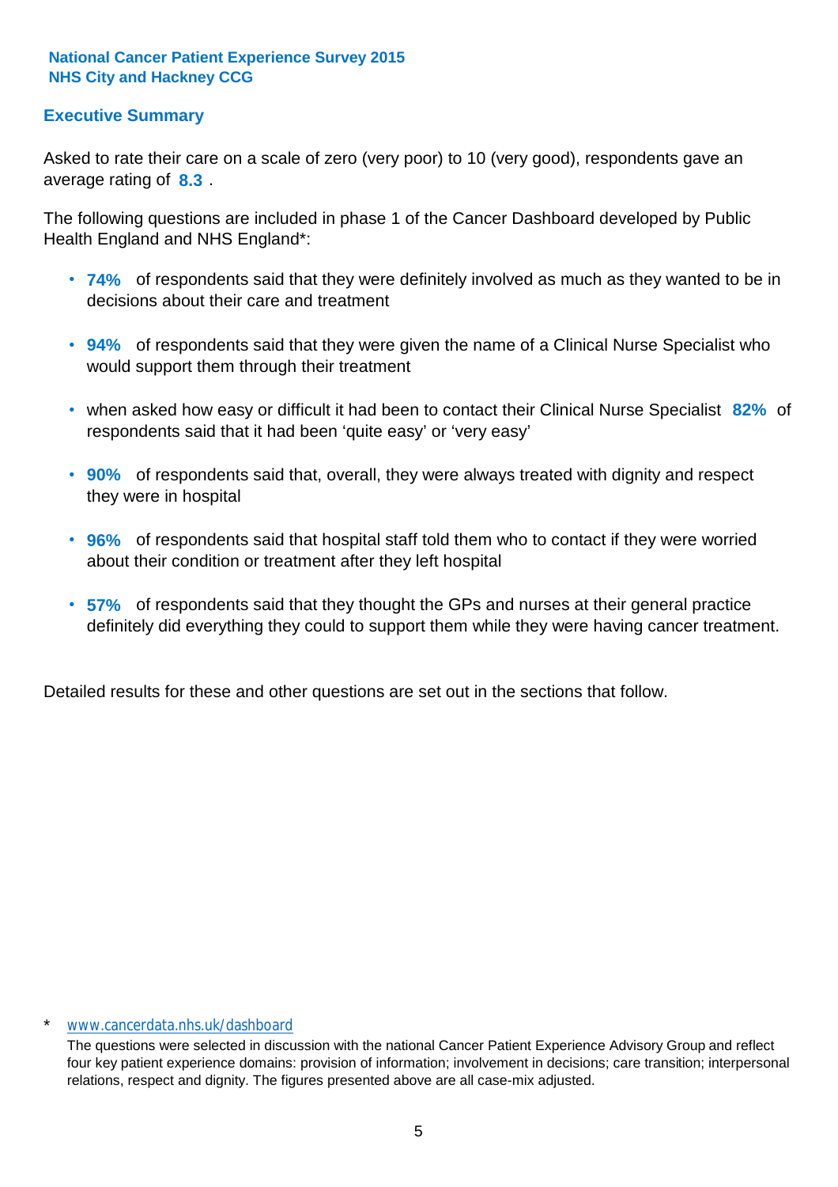**National Cancer Patient Experience Survey 2015**
**NHS City and Hackney CCG**

## Executive Summary

Asked to rate their care on a scale of zero (very poor) to 10 (very good), respondents gave an average rating of **8.3** .

The following questions are included in phase 1 of the Cancer Dashboard developed by Public Health England and NHS England*:

- **74%** of respondents said that they were definitely involved as much as they wanted to be in decisions about their care and treatment
- **94%** of respondents said that they were given the name of a Clinical Nurse Specialist who would support them through their treatment
- when asked how easy or difficult it had been to contact their Clinical Nurse Specialist **82%** of respondents said that it had been 'quite easy' or 'very easy'
- **90%** of respondents said that, overall, they were always treated with dignity and respect they were in hospital
- **96%** of respondents said that hospital staff told them who to contact if they were worried about their condition or treatment after they left hospital
- **57%** of respondents said that they thought the GPs and nurses at their general practice definitely did everything they could to support them while they were having cancer treatment.

Detailed results for these and other questions are set out in the sections that follow.

\* www.cancerdata.nhs.uk/dashboard

The questions were selected in discussion with the national Cancer Patient Experience Advisory Group and reflect four key patient experience domains: provision of information; involvement in decisions; care transition; interpersonal relations, respect and dignity. The figures presented above are all case-mix adjusted.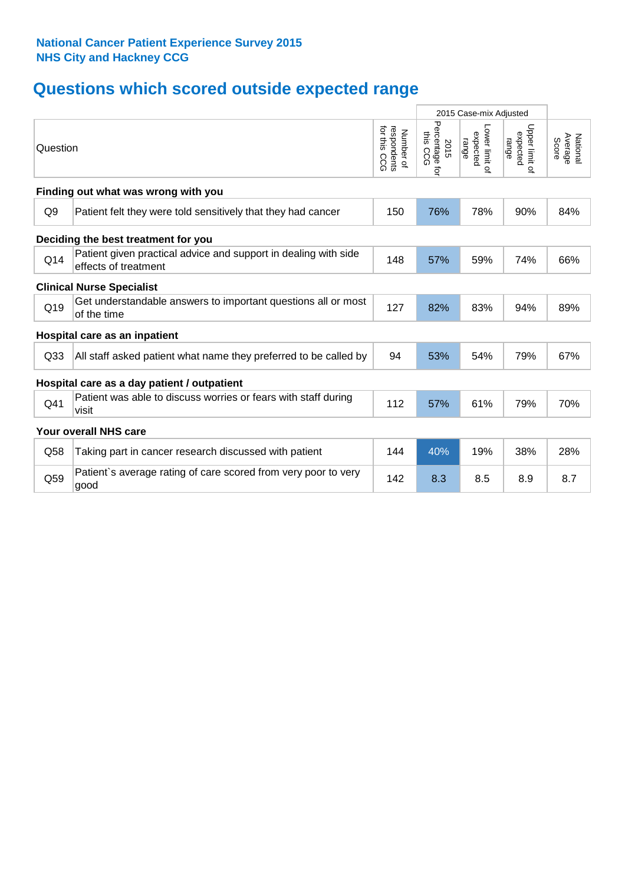**National Cancer Patient Experience Survey 2015**
**NHS City and Hackney CCG**

## Questions which scored outside expected range

| Question | | Number of respondents for this CCG | 2015 Case-mix Adjusted: 2015 Percentage for this CCG | 2015 Case-mix Adjusted: Lower limit of expected range | 2015 Case-mix Adjusted: Upper limit of expected range | National Average Score |
|---|---|---|---|---|---|---|
| **Finding out what was wrong with you** | | | | | | |
| Q9 | Patient felt they were told sensitively that they had cancer | 150 | 76% | 78% | 90% | 84% |
| **Deciding the best treatment for you** | | | | | | |
| Q14 | Patient given practical advice and support in dealing with side effects of treatment | 148 | 57% | 59% | 74% | 66% |
| **Clinical Nurse Specialist** | | | | | | |
| Q19 | Get understandable answers to important questions all or most of the time | 127 | 82% | 83% | 94% | 89% |
| **Hospital care as an inpatient** | | | | | | |
| Q33 | All staff asked patient what name they preferred to be called by | 94 | 53% | 54% | 79% | 67% |
| **Hospital care as a day patient / outpatient** | | | | | | |
| Q41 | Patient was able to discuss worries or fears with staff during visit | 112 | 57% | 61% | 79% | 70% |
| **Your overall NHS care** | | | | | | |
| Q58 | Taking part in cancer research discussed with patient | 144 | 40% | 19% | 38% | 28% |
| Q59 | Patient`s average rating of care scored from very poor to very good | 142 | 8.3 | 8.5 | 8.9 | 8.7 |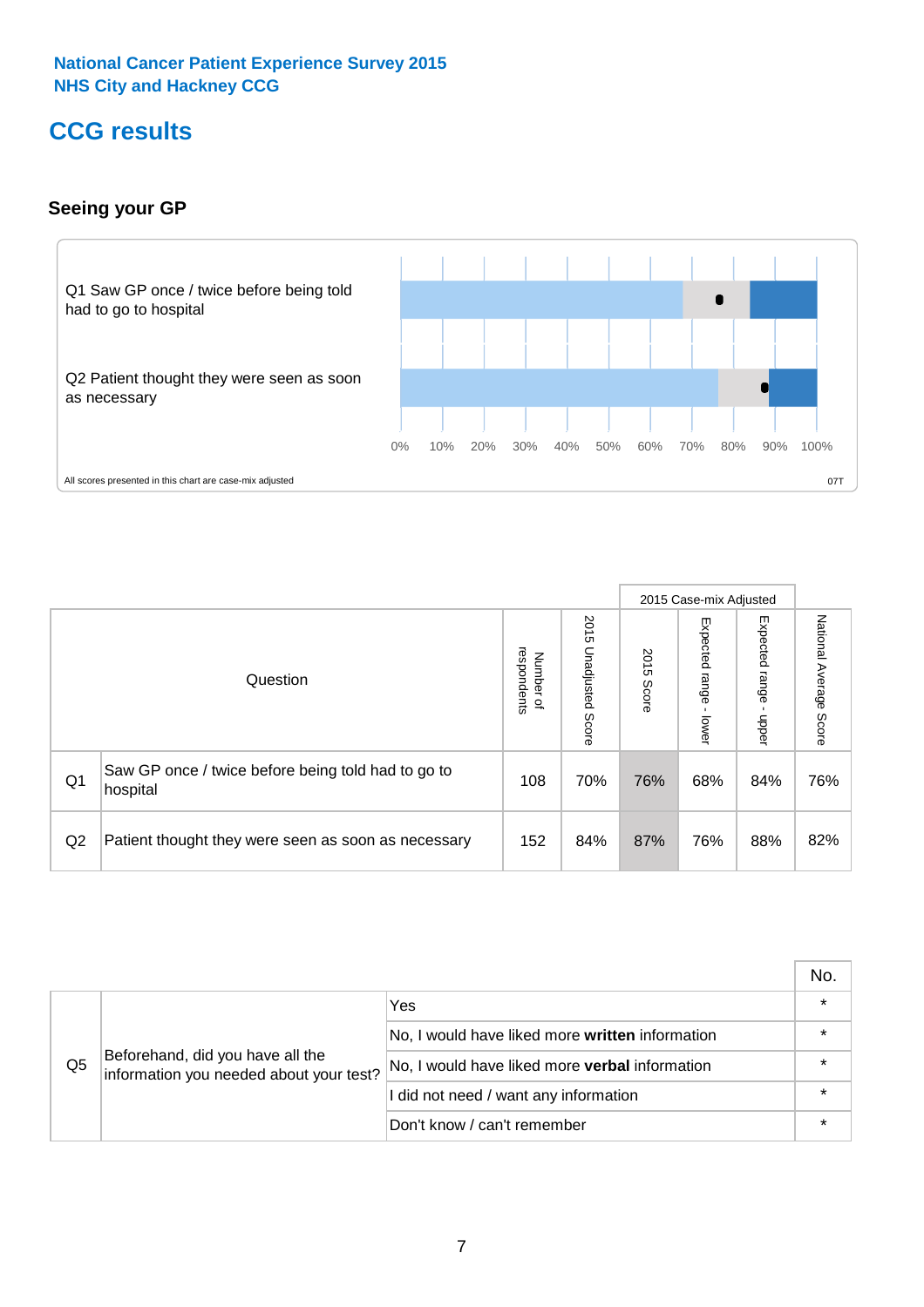National Cancer Patient Experience Survey 2015
NHS City and Hackney CCG

# CCG results

### Seeing your GP

Q1 Saw GP once / twice before being told had to go to hospital

Q2 Patient thought they were seen as soon as necessary

0% 10% 20% 30% 40% 50% 60% 70% 80% 90% 100%

All scores presented in this chart are case-mix adjusted

07T

| | Question | Number of respondents | 2015 Unadjusted Score | 2015 Case-mix Adjusted: 2015 Score | 2015 Case-mix Adjusted: Expected range - lower | 2015 Case-mix Adjusted: Expected range - upper | National Average Score |
|---|---|---|---|---|---|---|---|
| Q1 | Saw GP once / twice before being told had to go to hospital | 108 | 70% | 76% | 68% | 84% | 76% |
| Q2 | Patient thought they were seen as soon as necessary | 152 | 84% | 87% | 76% | 88% | 82% |

| | | | No. |
|---|---|---|---|
| Q5 | Beforehand, did you have all the information you needed about your test? | Yes | * |
| | | No, I would have liked more **written** information | * |
| | | No, I would have liked more **verbal** information | * |
| | | I did not need / want any information | * |
| | | Don't know / can't remember | * |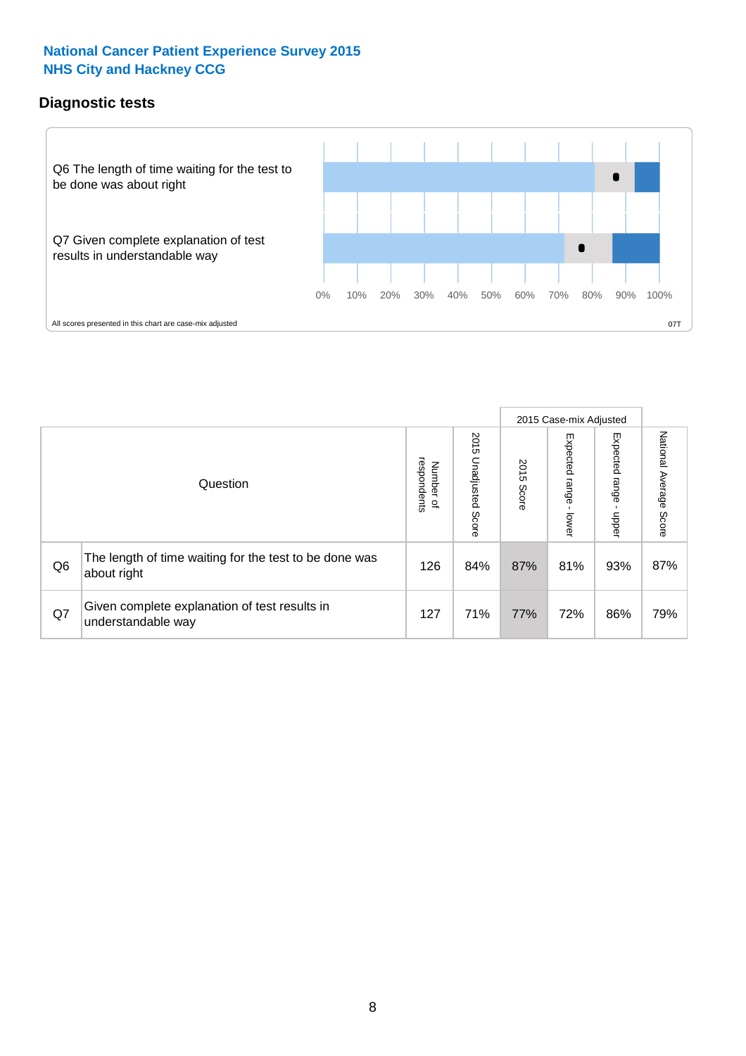National Cancer Patient Experience Survey 2015
NHS City and Hackney CCG

## Diagnostic tests

Q6 The length of time waiting for the test to be done was about right

Q7 Given complete explanation of test results in understandable way

0% 10% 20% 30% 40% 50% 60% 70% 80% 90% 100%

All scores presented in this chart are case-mix adjusted

07T

| | Question | Number of respondents | 2015 Unadjusted Score | 2015 Case-mix Adjusted 2015 Score | 2015 Case-mix Adjusted Expected range - lower | 2015 Case-mix Adjusted Expected range - upper | National Average Score |
|---|---|---|---|---|---|---|---|
| Q6 | The length of time waiting for the test to be done was about right | 126 | 84% | 87% | 81% | 93% | 87% |
| Q7 | Given complete explanation of test results in understandable way | 127 | 71% | 77% | 72% | 86% | 79% |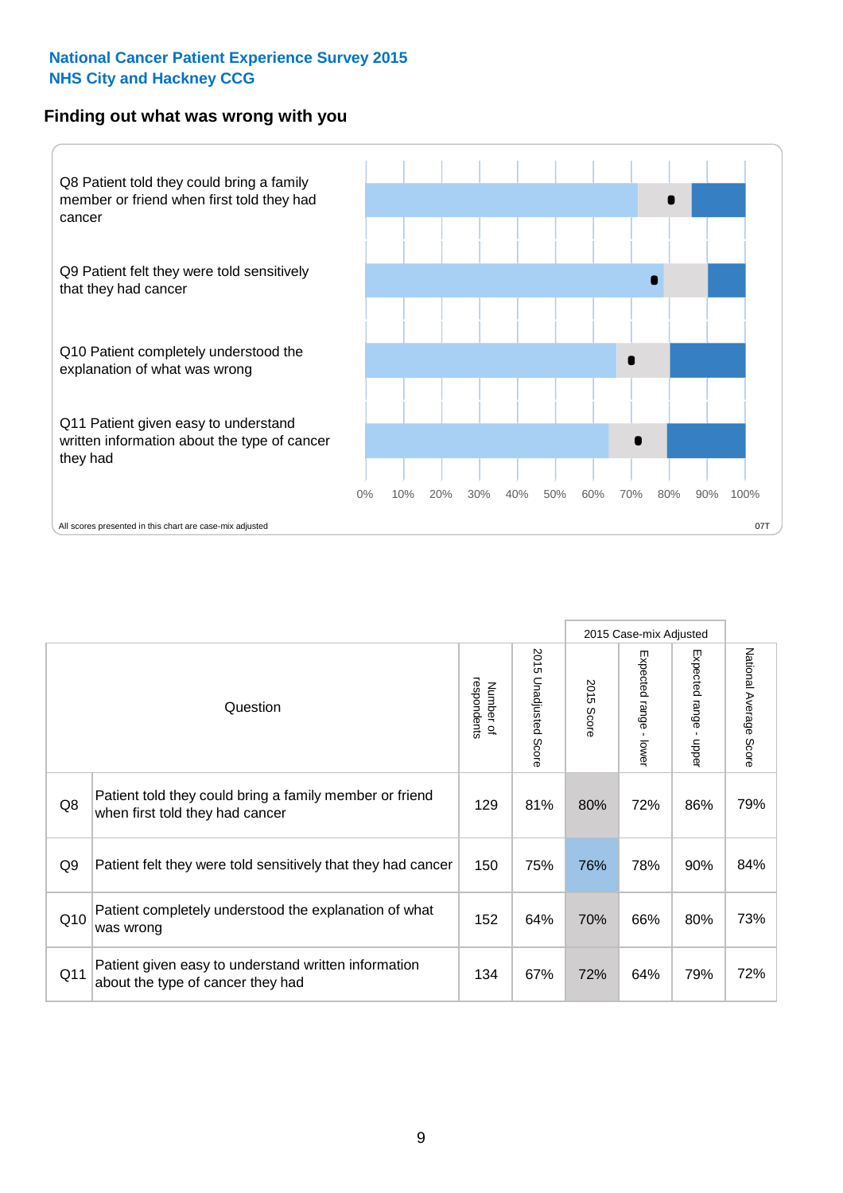**National Cancer Patient Experience Survey 2015**
**NHS City and Hackney CCG**

## Finding out what was wrong with you

Q8 Patient told they could bring a family member or friend when first told they had cancer

Q9 Patient felt they were told sensitively that they had cancer

Q10 Patient completely understood the explanation of what was wrong

Q11 Patient given easy to understand written information about the type of cancer they had

0% 10% 20% 30% 40% 50% 60% 70% 80% 90% 100%

All scores presented in this chart are case-mix adjusted

07T

| | Question | Number of respondents | 2015 Unadjusted Score | 2015 Case-mix Adjusted: 2015 Score | 2015 Case-mix Adjusted: Expected range - lower | 2015 Case-mix Adjusted: Expected range - upper | National Average Score |
|---|---|---|---|---|---|---|---|
| Q8 | Patient told they could bring a family member or friend when first told they had cancer | 129 | 81% | 80% | 72% | 86% | 79% |
| Q9 | Patient felt they were told sensitively that they had cancer | 150 | 75% | 76% | 78% | 90% | 84% |
| Q10 | Patient completely understood the explanation of what was wrong | 152 | 64% | 70% | 66% | 80% | 73% |
| Q11 | Patient given easy to understand written information about the type of cancer they had | 134 | 67% | 72% | 64% | 79% | 72% |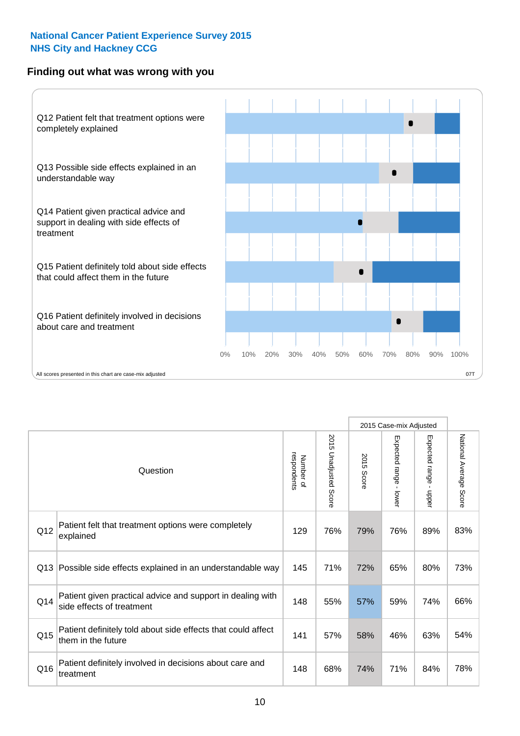**National Cancer Patient Experience Survey 2015**
**NHS City and Hackney CCG**

## Finding out what was wrong with you

Q12 Patient felt that treatment options were completely explained

Q13 Possible side effects explained in an understandable way

Q14 Patient given practical advice and support in dealing with side effects of treatment

Q15 Patient definitely told about side effects that could affect them in the future

Q16 Patient definitely involved in decisions about care and treatment

0% 10% 20% 30% 40% 50% 60% 70% 80% 90% 100%

All scores presented in this chart are case-mix adjusted

07T

| | Question | Number of respondents | 2015 Unadjusted Score | 2015 Case-mix Adjusted: 2015 Score | 2015 Case-mix Adjusted: Expected range - lower | 2015 Case-mix Adjusted: Expected range - upper | National Average Score |
|---|---|---|---|---|---|---|---|
| Q12 | Patient felt that treatment options were completely explained | 129 | 76% | 79% | 76% | 89% | 83% |
| Q13 | Possible side effects explained in an understandable way | 145 | 71% | 72% | 65% | 80% | 73% |
| Q14 | Patient given practical advice and support in dealing with side effects of treatment | 148 | 55% | 57% | 59% | 74% | 66% |
| Q15 | Patient definitely told about side effects that could affect them in the future | 141 | 57% | 58% | 46% | 63% | 54% |
| Q16 | Patient definitely involved in decisions about care and treatment | 148 | 68% | 74% | 71% | 84% | 78% |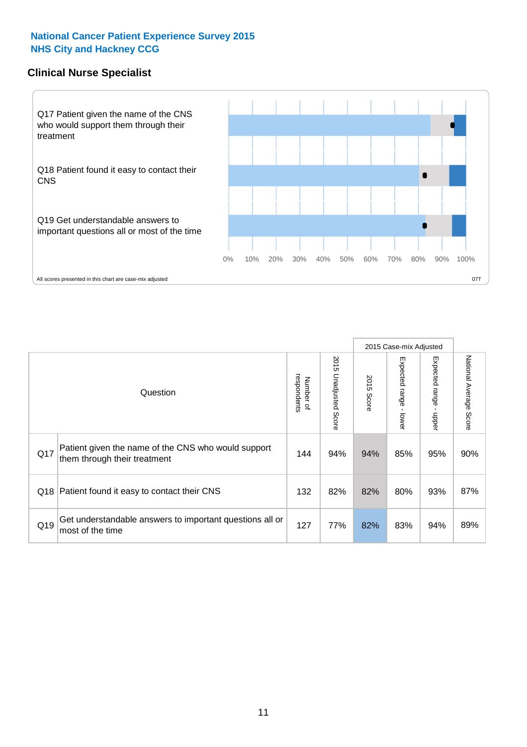**National Cancer Patient Experience Survey 2015**
**NHS City and Hackney CCG**

## Clinical Nurse Specialist

Q17 Patient given the name of the CNS who would support them through their treatment

Q18 Patient found it easy to contact their CNS

Q19 Get understandable answers to important questions all or most of the time

0% 10% 20% 30% 40% 50% 60% 70% 80% 90% 100%

All scores presented in this chart are case-mix adjusted

07T

| Question | | Number of respondents | 2015 Unadjusted Score | 2015 Case-mix Adjusted 2015 Score | Expected range - lower | Expected range - upper | National Average Score |
|---|---|---|---|---|---|---|---|
| Q17 | Patient given the name of the CNS who would support them through their treatment | 144 | 94% | 94% | 85% | 95% | 90% |
| Q18 | Patient found it easy to contact their CNS | 132 | 82% | 82% | 80% | 93% | 87% |
| Q19 | Get understandable answers to important questions all or most of the time | 127 | 77% | 82% | 83% | 94% | 89% |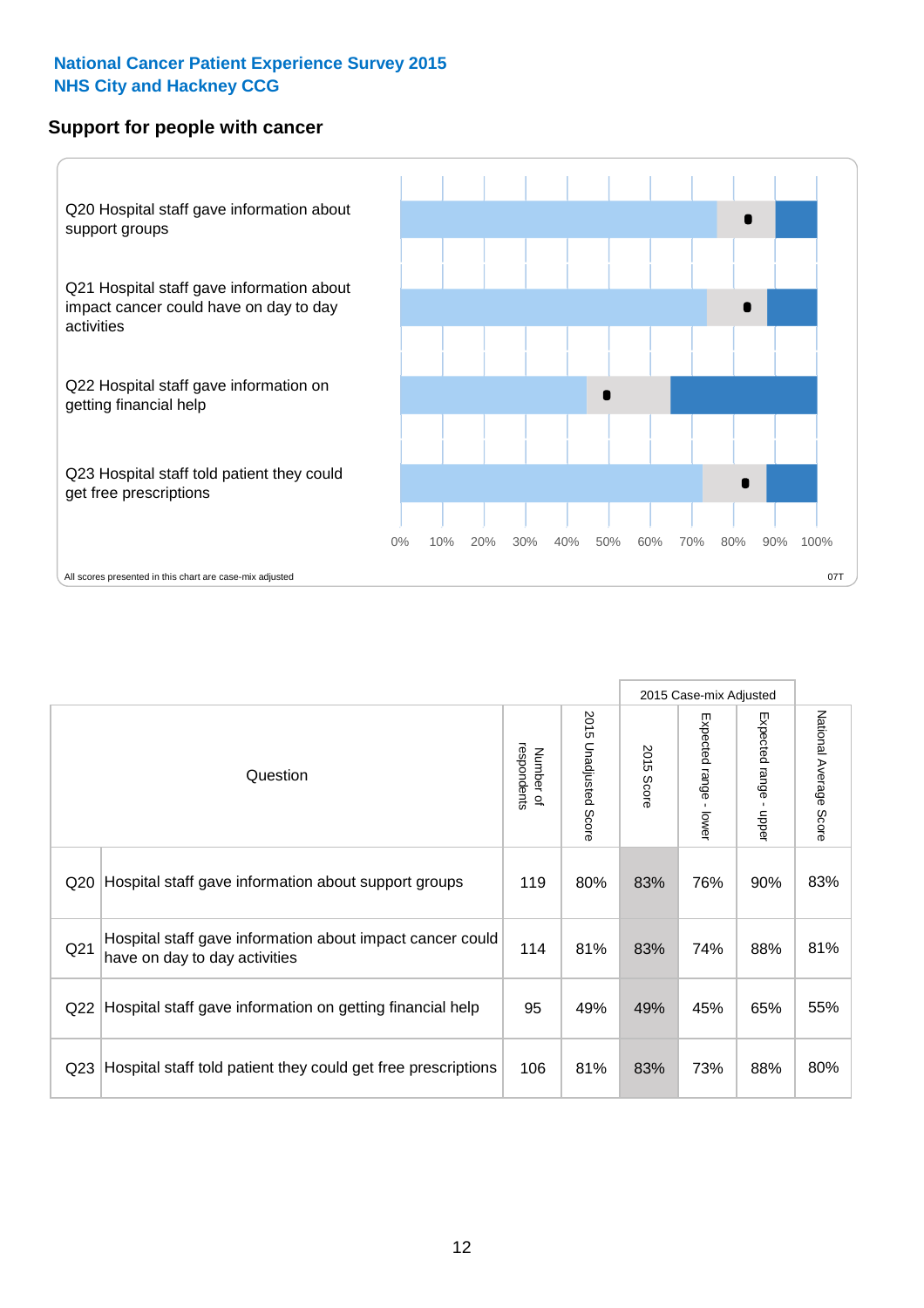**National Cancer Patient Experience Survey 2015**
**NHS City and Hackney CCG**

## Support for people with cancer

Q20 Hospital staff gave information about support groups

Q21 Hospital staff gave information about impact cancer could have on day to day activities

Q22 Hospital staff gave information on getting financial help

Q23 Hospital staff told patient they could get free prescriptions

0% 10% 20% 30% 40% 50% 60% 70% 80% 90% 100%

All scores presented in this chart are case-mix adjusted

07T

| | Question | Number of respondents | 2015 Unadjusted Score | 2015 Case-mix Adjusted: 2015 Score | 2015 Case-mix Adjusted: Expected range - lower | 2015 Case-mix Adjusted: Expected range - upper | National Average Score |
|---|---|---|---|---|---|---|---|
| Q20 | Hospital staff gave information about support groups | 119 | 80% | 83% | 76% | 90% | 83% |
| Q21 | Hospital staff gave information about impact cancer could have on day to day activities | 114 | 81% | 83% | 74% | 88% | 81% |
| Q22 | Hospital staff gave information on getting financial help | 95 | 49% | 49% | 45% | 65% | 55% |
| Q23 | Hospital staff told patient they could get free prescriptions | 106 | 81% | 83% | 73% | 88% | 80% |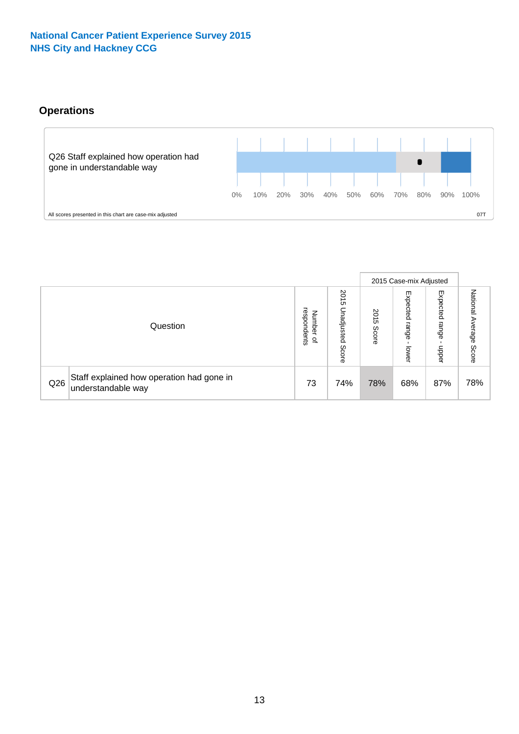National Cancer Patient Experience Survey 2015
NHS City and Hackney CCG

## Operations

Q26 Staff explained how operation had gone in understandable way

0% 10% 20% 30% 40% 50% 60% 70% 80% 90% 100%

All scores presented in this chart are case-mix adjusted

07T

| Question | | Number of respondents | 2015 Unadjusted Score | 2015 Case-mix Adjusted | | | National Average Score |
|---|---|---|---|---|---|---|---|
| | | | | 2015 Score | Expected range - lower | Expected range - upper | |
| Q26 | Staff explained how operation had gone in understandable way | 73 | 74% | 78% | 68% | 87% | 78% |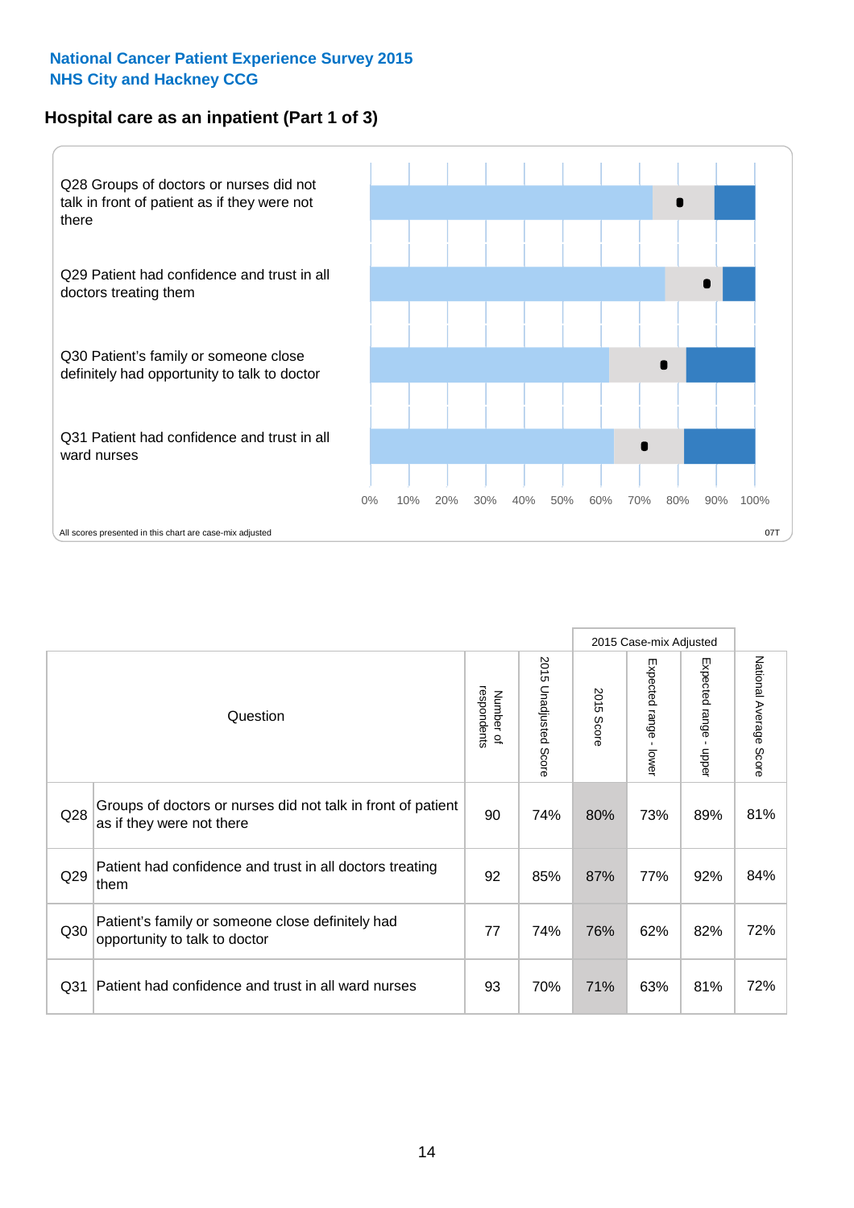National Cancer Patient Experience Survey 2015
NHS City and Hackney CCG

## Hospital care as an inpatient (Part 1 of 3)

Q28 Groups of doctors or nurses did not talk in front of patient as if they were not there

Q29 Patient had confidence and trust in all doctors treating them

Q30 Patient's family or someone close definitely had opportunity to talk to doctor

Q31 Patient had confidence and trust in all ward nurses

0% 10% 20% 30% 40% 50% 60% 70% 80% 90% 100%

All scores presented in this chart are case-mix adjusted

07T

| | Question | Number of respondents | 2015 Unadjusted Score | 2015 Case-mix Adjusted: 2015 Score | 2015 Case-mix Adjusted: Expected range - lower | 2015 Case-mix Adjusted: Expected range - upper | National Average Score |
|---|---|---|---|---|---|---|---|
| Q28 | Groups of doctors or nurses did not talk in front of patient as if they were not there | 90 | 74% | 80% | 73% | 89% | 81% |
| Q29 | Patient had confidence and trust in all doctors treating them | 92 | 85% | 87% | 77% | 92% | 84% |
| Q30 | Patient's family or someone close definitely had opportunity to talk to doctor | 77 | 74% | 76% | 62% | 82% | 72% |
| Q31 | Patient had confidence and trust in all ward nurses | 93 | 70% | 71% | 63% | 81% | 72% |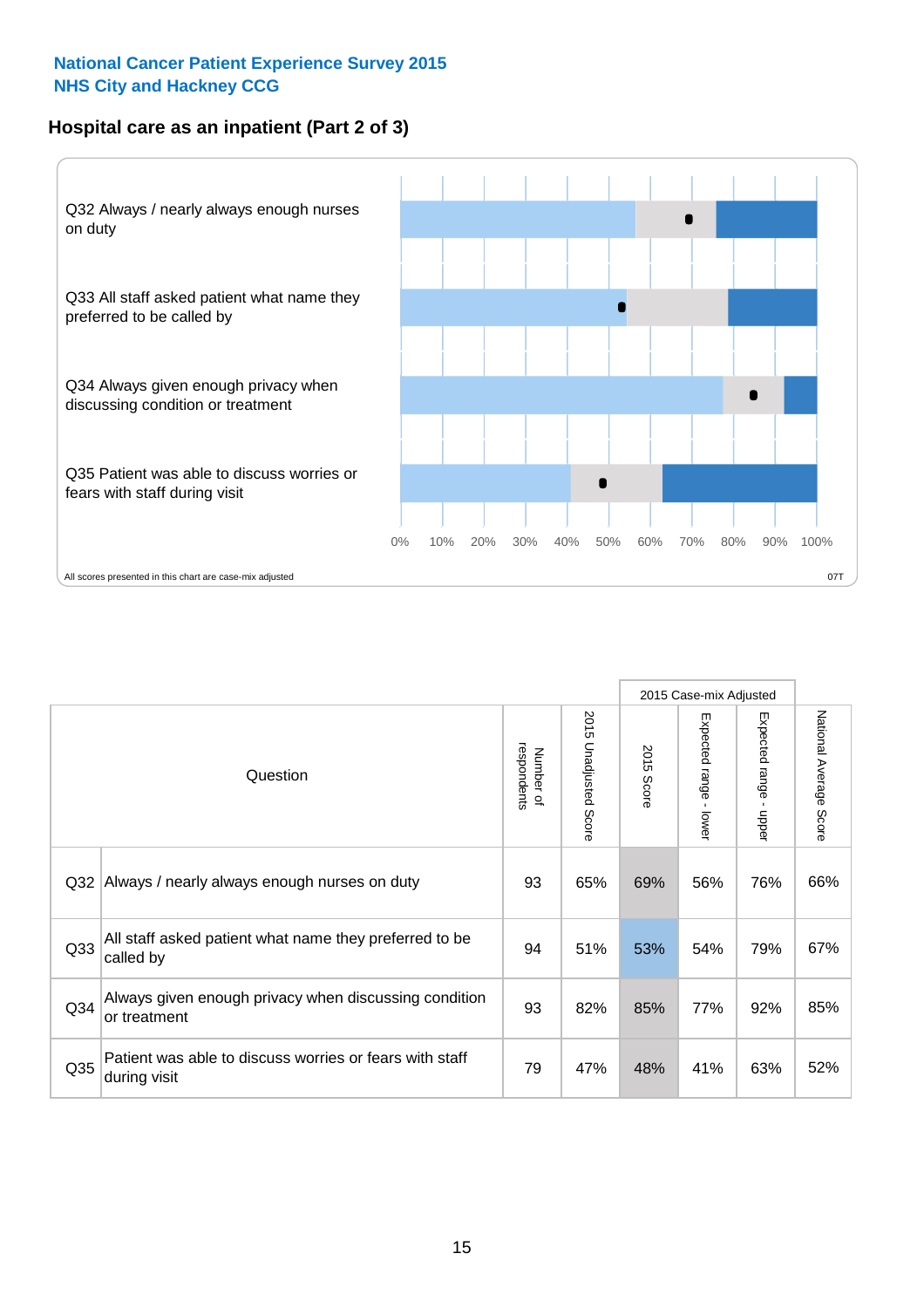**National Cancer Patient Experience Survey 2015**
**NHS City and Hackney CCG**

## Hospital care as an inpatient (Part 2 of 3)

Q32 Always / nearly always enough nurses on duty

Q33 All staff asked patient what name they preferred to be called by

Q34 Always given enough privacy when discussing condition or treatment

Q35 Patient was able to discuss worries or fears with staff during visit

0% 10% 20% 30% 40% 50% 60% 70% 80% 90% 100%

All scores presented in this chart are case-mix adjusted

07T

| | Question | Number of respondents | 2015 Unadjusted Score | 2015 Case-mix Adjusted: 2015 Score | 2015 Case-mix Adjusted: Expected range - lower | 2015 Case-mix Adjusted: Expected range - upper | National Average Score |
|---|---|---|---|---|---|---|---|
| Q32 | Always / nearly always enough nurses on duty | 93 | 65% | 69% | 56% | 76% | 66% |
| Q33 | All staff asked patient what name they preferred to be called by | 94 | 51% | 53% | 54% | 79% | 67% |
| Q34 | Always given enough privacy when discussing condition or treatment | 93 | 82% | 85% | 77% | 92% | 85% |
| Q35 | Patient was able to discuss worries or fears with staff during visit | 79 | 47% | 48% | 41% | 63% | 52% |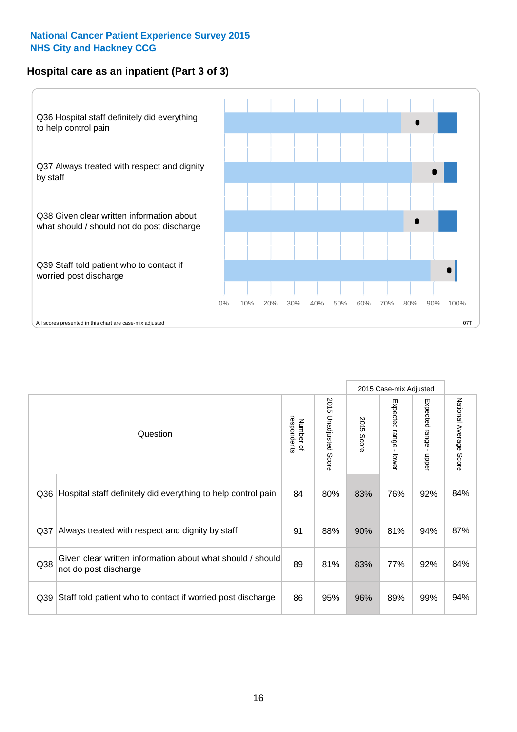**National Cancer Patient Experience Survey 2015**
**NHS City and Hackney CCG**

## Hospital care as an inpatient (Part 3 of 3)

Q36 Hospital staff definitely did everything to help control pain

Q37 Always treated with respect and dignity by staff

Q38 Given clear written information about what should / should not do post discharge

Q39 Staff told patient who to contact if worried post discharge

0% 10% 20% 30% 40% 50% 60% 70% 80% 90% 100%

All scores presented in this chart are case-mix adjusted

07T

| Question | | Number of respondents | 2015 Unadjusted Score | 2015 Case-mix Adjusted | | | National Average Score |
|---|---|---|---|---|---|---|---|
| | | | | 2015 Score | Expected range - lower | Expected range - upper | |
| Q36 | Hospital staff definitely did everything to help control pain | 84 | 80% | 83% | 76% | 92% | 84% |
| Q37 | Always treated with respect and dignity by staff | 91 | 88% | 90% | 81% | 94% | 87% |
| Q38 | Given clear written information about what should / should not do post discharge | 89 | 81% | 83% | 77% | 92% | 84% |
| Q39 | Staff told patient who to contact if worried post discharge | 86 | 95% | 96% | 89% | 99% | 94% |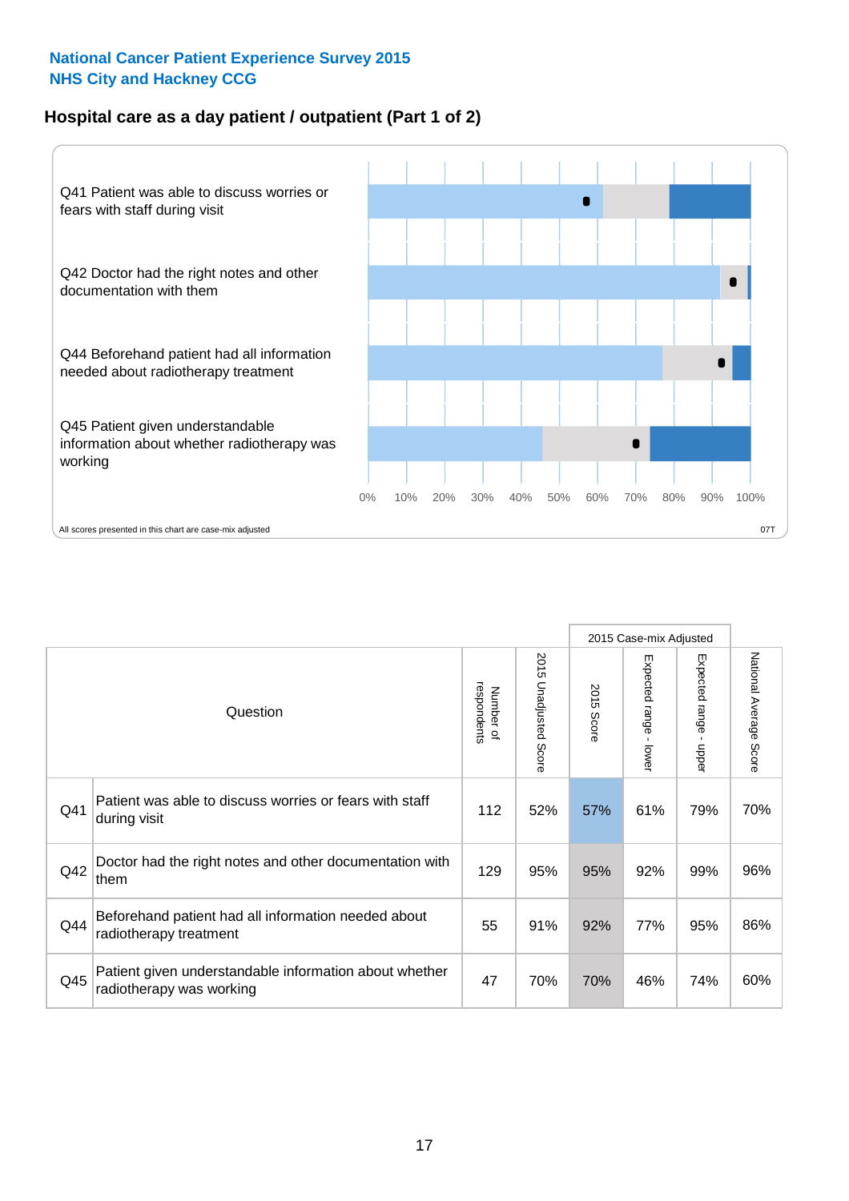**National Cancer Patient Experience Survey 2015**
**NHS City and Hackney CCG**

## Hospital care as a day patient / outpatient (Part 1 of 2)

Q41 Patient was able to discuss worries or fears with staff during visit

Q42 Doctor had the right notes and other documentation with them

Q44 Beforehand patient had all information needed about radiotherapy treatment

Q45 Patient given understandable information about whether radiotherapy was working

0% 10% 20% 30% 40% 50% 60% 70% 80% 90% 100%

All scores presented in this chart are case-mix adjusted

07T

| Question | | Number of respondents | 2015 Unadjusted Score | 2015 Case-mix Adjusted: 2015 Score | 2015 Case-mix Adjusted: Expected range - lower | 2015 Case-mix Adjusted: Expected range - upper | National Average Score |
|---|---|---|---|---|---|---|---|
| Q41 | Patient was able to discuss worries or fears with staff during visit | 112 | 52% | 57% | 61% | 79% | 70% |
| Q42 | Doctor had the right notes and other documentation with them | 129 | 95% | 95% | 92% | 99% | 96% |
| Q44 | Beforehand patient had all information needed about radiotherapy treatment | 55 | 91% | 92% | 77% | 95% | 86% |
| Q45 | Patient given understandable information about whether radiotherapy was working | 47 | 70% | 70% | 46% | 74% | 60% |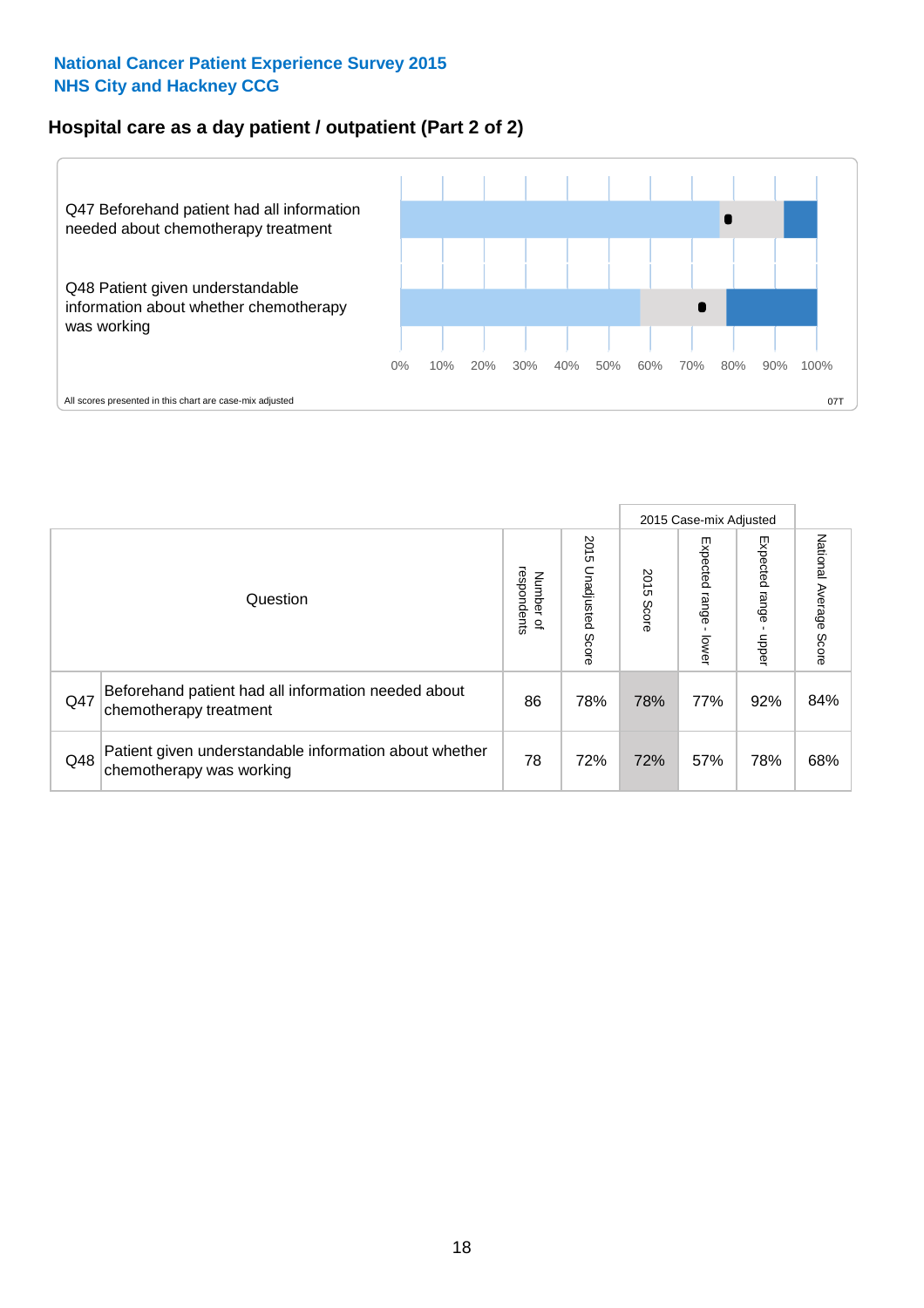National Cancer Patient Experience Survey 2015
NHS City and Hackney CCG

## Hospital care as a day patient / outpatient (Part 2 of 2)

Q47 Beforehand patient had all information needed about chemotherapy treatment

Q48 Patient given understandable information about whether chemotherapy was working

0% 10% 20% 30% 40% 50% 60% 70% 80% 90% 100%

All scores presented in this chart are case-mix adjusted

07T

| Question | | Number of respondents | 2015 Unadjusted Score | 2015 Case-mix Adjusted: 2015 Score | 2015 Case-mix Adjusted: Expected range - lower | 2015 Case-mix Adjusted: Expected range - upper | National Average Score |
|---|---|---|---|---|---|---|---|
| Q47 | Beforehand patient had all information needed about chemotherapy treatment | 86 | 78% | 78% | 77% | 92% | 84% |
| Q48 | Patient given understandable information about whether chemotherapy was working | 78 | 72% | 72% | 57% | 78% | 68% |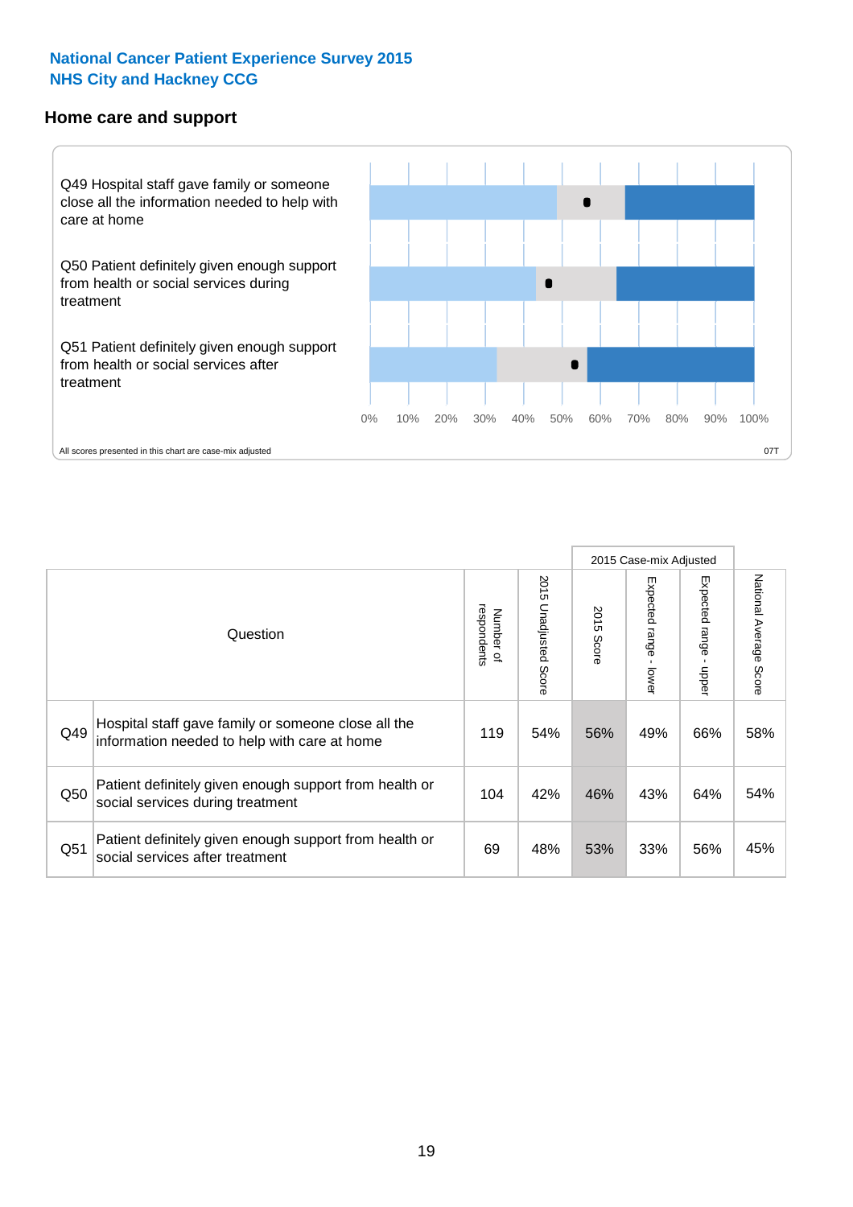**National Cancer Patient Experience Survey 2015**
**NHS City and Hackney CCG**

## Home care and support

Q49 Hospital staff gave family or someone close all the information needed to help with care at home

Q50 Patient definitely given enough support from health or social services during treatment

Q51 Patient definitely given enough support from health or social services after treatment

0% 10% 20% 30% 40% 50% 60% 70% 80% 90% 100%

All scores presented in this chart are case-mix adjusted

07T

| | Question | Number of respondents | 2015 Unadjusted Score | 2015 Case-mix Adjusted: 2015 Score | 2015 Case-mix Adjusted: Expected range - lower | 2015 Case-mix Adjusted: Expected range - upper | National Average Score |
|---|---|---|---|---|---|---|---|
| Q49 | Hospital staff gave family or someone close all the information needed to help with care at home | 119 | 54% | 56% | 49% | 66% | 58% |
| Q50 | Patient definitely given enough support from health or social services during treatment | 104 | 42% | 46% | 43% | 64% | 54% |
| Q51 | Patient definitely given enough support from health or social services after treatment | 69 | 48% | 53% | 33% | 56% | 45% |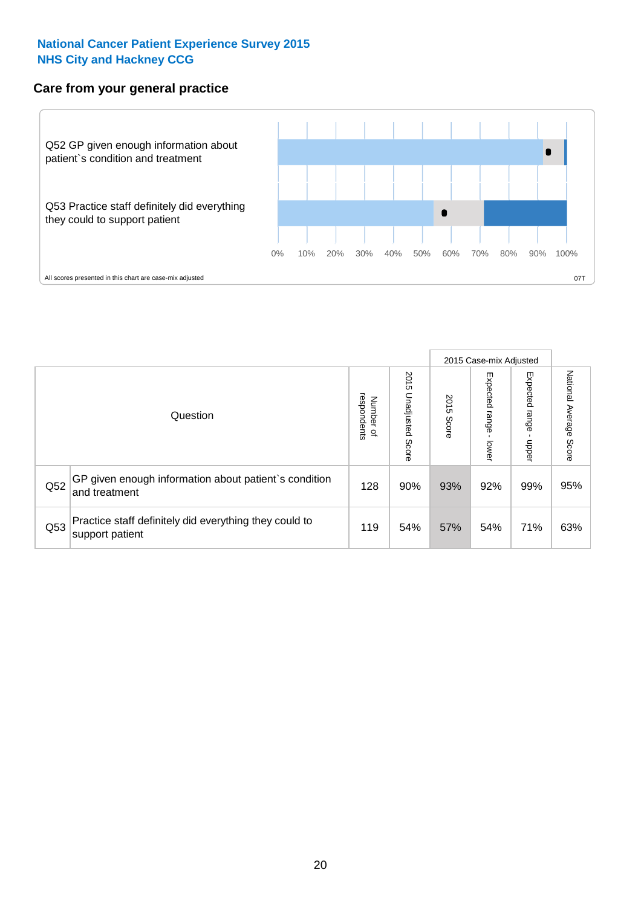National Cancer Patient Experience Survey 2015
NHS City and Hackney CCG

## Care from your general practice

Q52 GP given enough information about patient`s condition and treatment

Q53 Practice staff definitely did everything they could to support patient

0% 10% 20% 30% 40% 50% 60% 70% 80% 90% 100%

All scores presented in this chart are case-mix adjusted

07T

| Question | | Number of respondents | 2015 Unadjusted Score | 2015 Case-mix Adjusted: 2015 Score | 2015 Case-mix Adjusted: Expected range - lower | 2015 Case-mix Adjusted: Expected range - upper | National Average Score |
|---|---|---|---|---|---|---|---|
| Q52 | GP given enough information about patient`s condition and treatment | 128 | 90% | 93% | 92% | 99% | 95% |
| Q53 | Practice staff definitely did everything they could to support patient | 119 | 54% | 57% | 54% | 71% | 63% |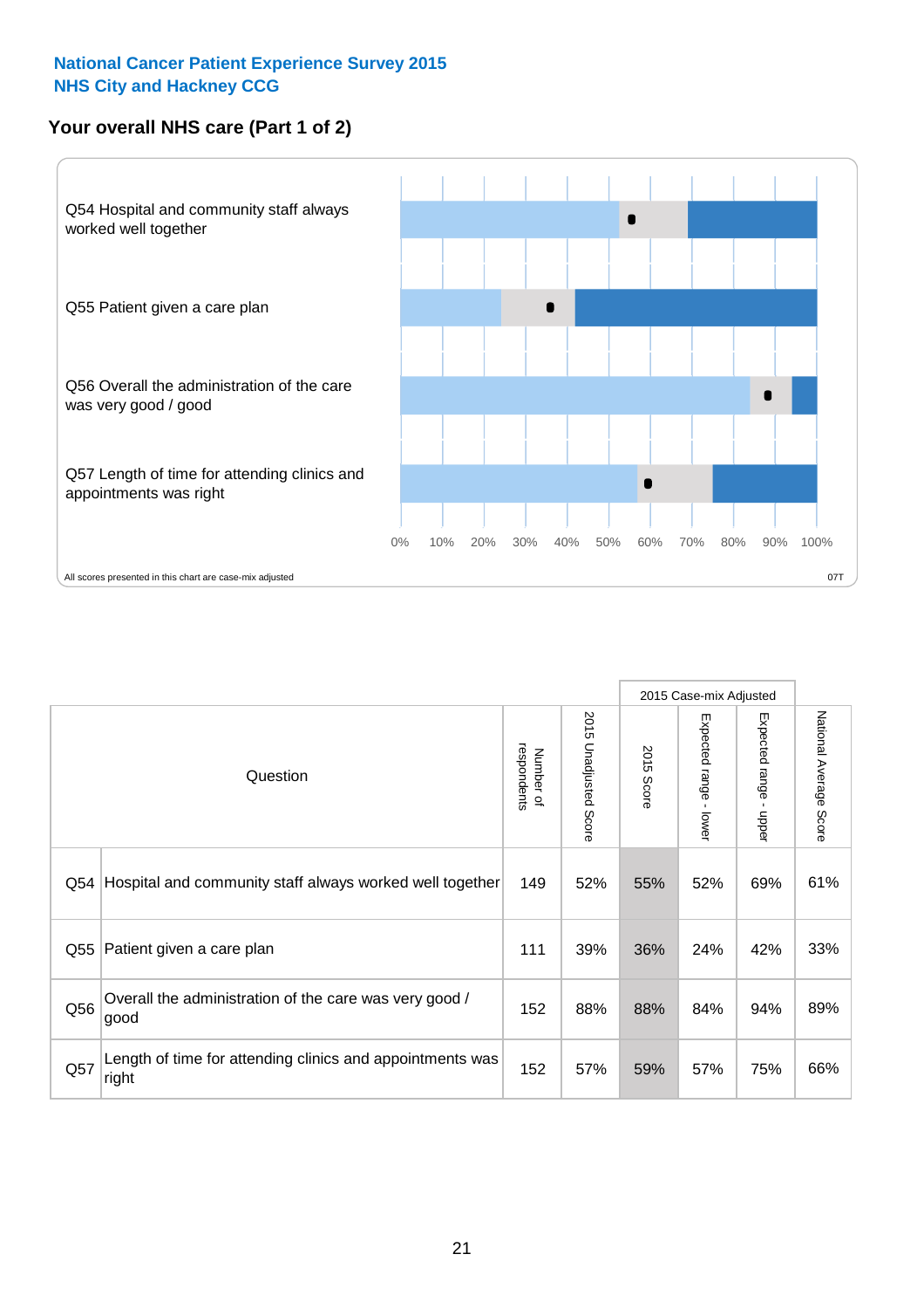National Cancer Patient Experience Survey 2015
NHS City and Hackney CCG

## Your overall NHS care (Part 1 of 2)

Q54 Hospital and community staff always worked well together

Q55 Patient given a care plan

Q56 Overall the administration of the care was very good / good

Q57 Length of time for attending clinics and appointments was right

0% 10% 20% 30% 40% 50% 60% 70% 80% 90% 100%

All scores presented in this chart are case-mix adjusted

07T

| Question | | Number of respondents | 2015 Unadjusted Score | 2015 Case-mix Adjusted | | | National Average Score |
|---|---|---|---|---|---|---|---|
| | | | | 2015 Score | Expected range - lower | Expected range - upper | |
| Q54 | Hospital and community staff always worked well together | 149 | 52% | 55% | 52% | 69% | 61% |
| Q55 | Patient given a care plan | 111 | 39% | 36% | 24% | 42% | 33% |
| Q56 | Overall the administration of the care was very good / good | 152 | 88% | 88% | 84% | 94% | 89% |
| Q57 | Length of time for attending clinics and appointments was right | 152 | 57% | 59% | 57% | 75% | 66% |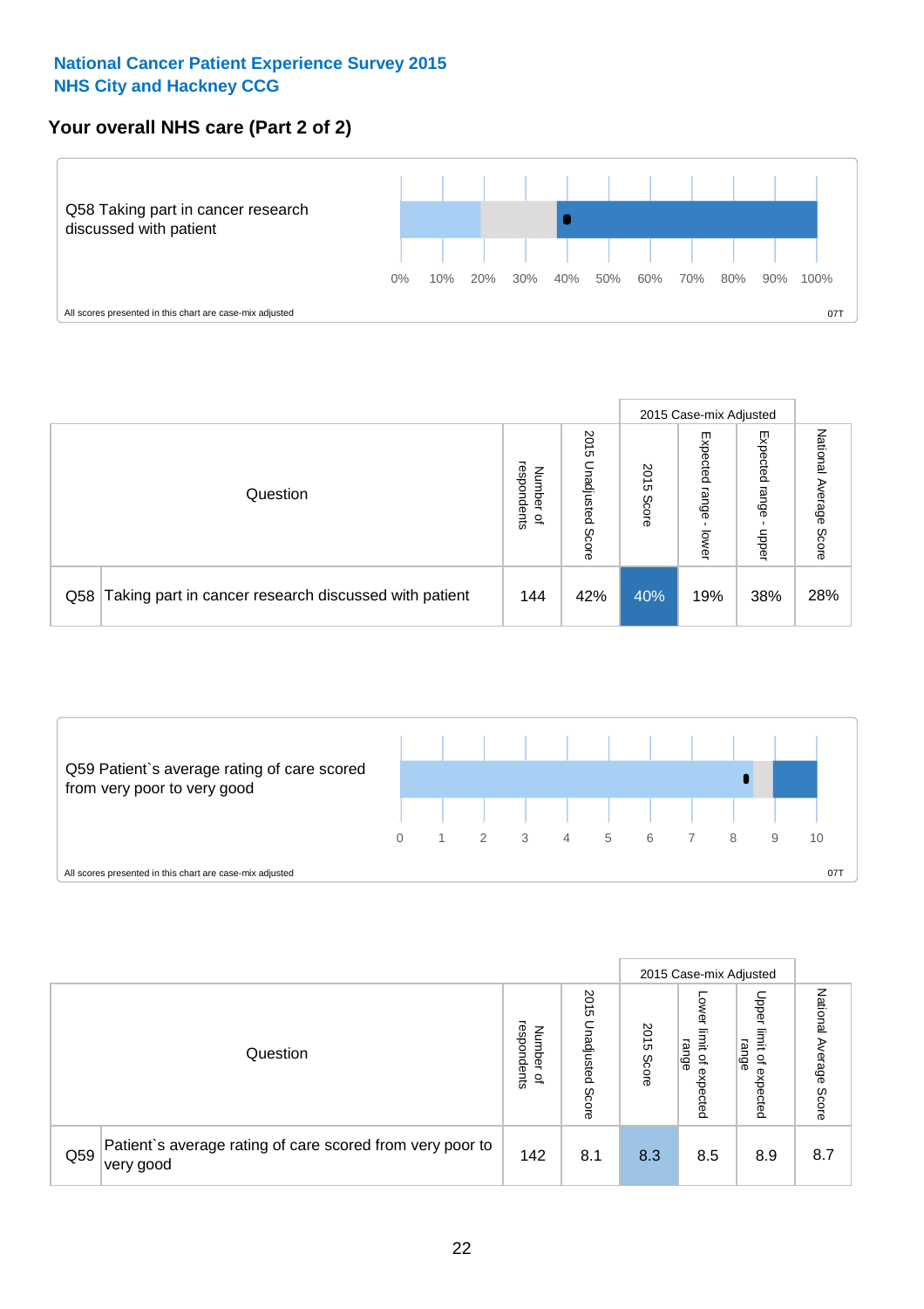National Cancer Patient Experience Survey 2015
NHS City and Hackney CCG

## Your overall NHS care (Part 2 of 2)

Q58 Taking part in cancer research discussed with patient

0% 10% 20% 30% 40% 50% 60% 70% 80% 90% 100%

All scores presented in this chart are case-mix adjusted

07T

| | Question | Number of respondents | 2015 Unadjusted Score | 2015 Case-mix Adjusted | | | National Average Score |
|---|---|---|---|---|---|---|---|
| | | | | 2015 Score | Expected range - lower | Expected range - upper | |
| Q58 | Taking part in cancer research discussed with patient | 144 | 42% | 40% | 19% | 38% | 28% |

Q59 Patient`s average rating of care scored from very poor to very good

0 1 2 3 4 5 6 7 8 9 10

All scores presented in this chart are case-mix adjusted

07T

| | Question | Number of respondents | 2015 Unadjusted Score | 2015 Case-mix Adjusted | | | National Average Score |
|---|---|---|---|---|---|---|---|
| | | | | 2015 Score | Lower limit of expected range | Upper limit of expected range | |
| Q59 | Patient`s average rating of care scored from very poor to very good | 142 | 8.1 | 8.3 | 8.5 | 8.9 | 8.7 |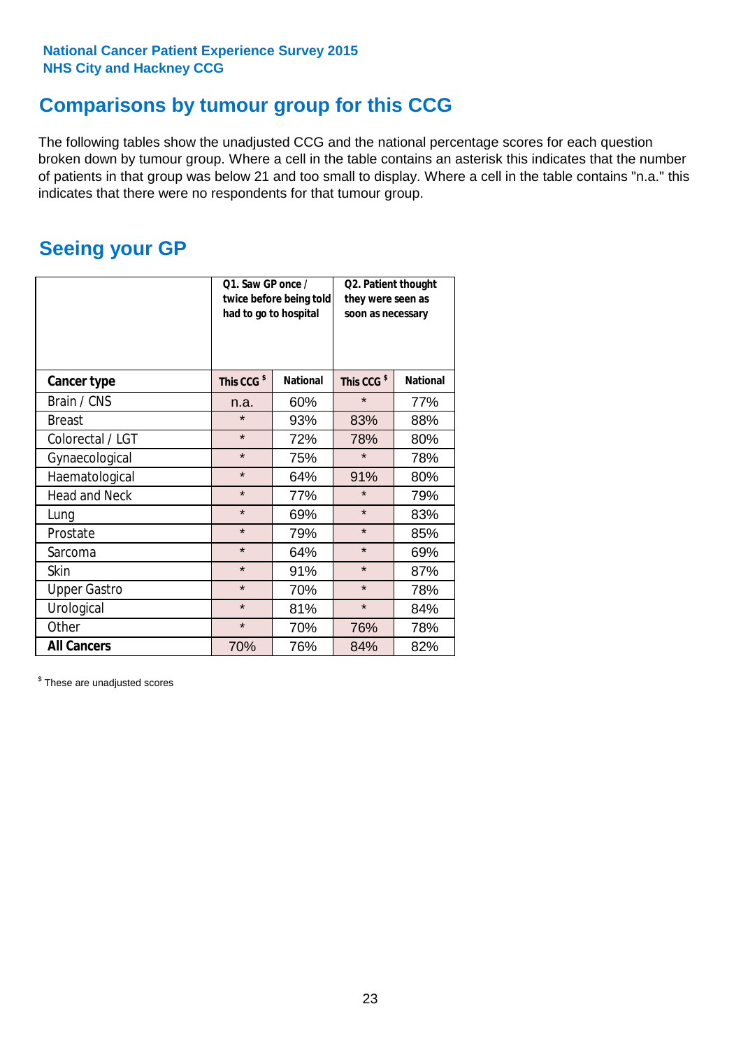National Cancer Patient Experience Survey 2015
NHS City and Hackney CCG

## Comparisons by tumour group for this CCG

The following tables show the unadjusted CCG and the national percentage scores for each question broken down by tumour group. Where a cell in the table contains an asterisk this indicates that the number of patients in that group was below 21 and too small to display. Where a cell in the table contains "n.a." this indicates that there were no respondents for that tumour group.

## Seeing your GP

| | Q1. Saw GP once / twice before being told had to go to hospital | | Q2. Patient thought they were seen as soon as necessary | |
|---|---|---|---|---|
| **Cancer type** | **This CCG $** | **National** | **This CCG $** | **National** |
| Brain / CNS | n.a. | 60% | * | 77% |
| Breast | * | 93% | 83% | 88% |
| Colorectal / LGT | * | 72% | 78% | 80% |
| Gynaecological | * | 75% | * | 78% |
| Haematological | * | 64% | 91% | 80% |
| Head and Neck | * | 77% | * | 79% |
| Lung | * | 69% | * | 83% |
| Prostate | * | 79% | * | 85% |
| Sarcoma | * | 64% | * | 69% |
| Skin | * | 91% | * | 87% |
| Upper Gastro | * | 70% | * | 78% |
| Urological | * | 81% | * | 84% |
| Other | * | 70% | 76% | 78% |
| **All Cancers** | 70% | 76% | 84% | 82% |

$ These are unadjusted scores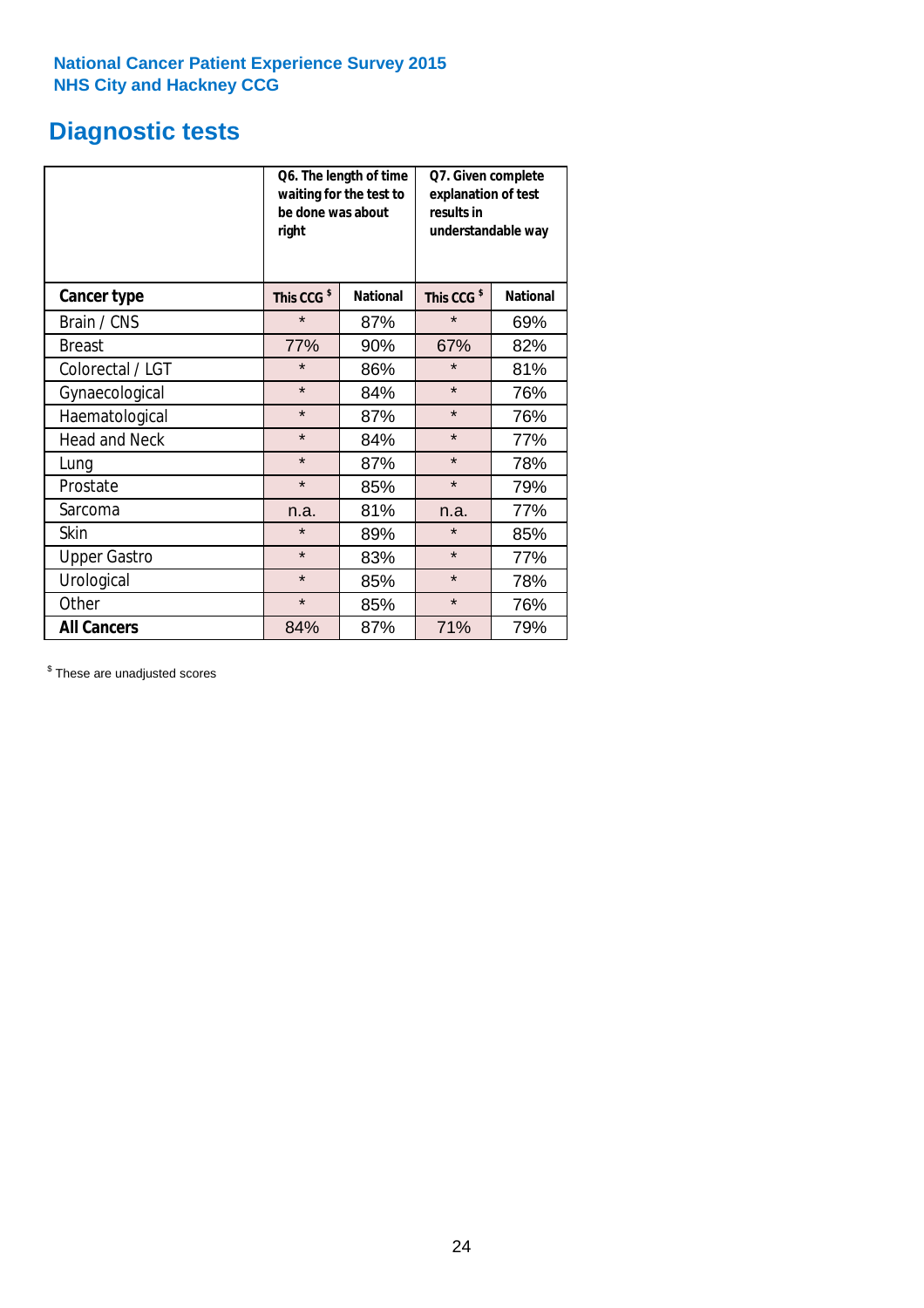National Cancer Patient Experience Survey 2015
NHS City and Hackney CCG

# Diagnostic tests

| | Q6. The length of time waiting for the test to be done was about right | | Q7. Given complete explanation of test results in understandable way | |
|---|---|---|---|---|
| **Cancer type** | **This CCG $** | **National** | **This CCG $** | **National** |
| Brain / CNS | * | 87% | * | 69% |
| Breast | 77% | 90% | 67% | 82% |
| Colorectal / LGT | * | 86% | * | 81% |
| Gynaecological | * | 84% | * | 76% |
| Haematological | * | 87% | * | 76% |
| Head and Neck | * | 84% | * | 77% |
| Lung | * | 87% | * | 78% |
| Prostate | * | 85% | * | 79% |
| Sarcoma | n.a. | 81% | n.a. | 77% |
| Skin | * | 89% | * | 85% |
| Upper Gastro | * | 83% | * | 77% |
| Urological | * | 85% | * | 78% |
| Other | * | 85% | * | 76% |
| **All Cancers** | 84% | 87% | 71% | 79% |

$ These are unadjusted scores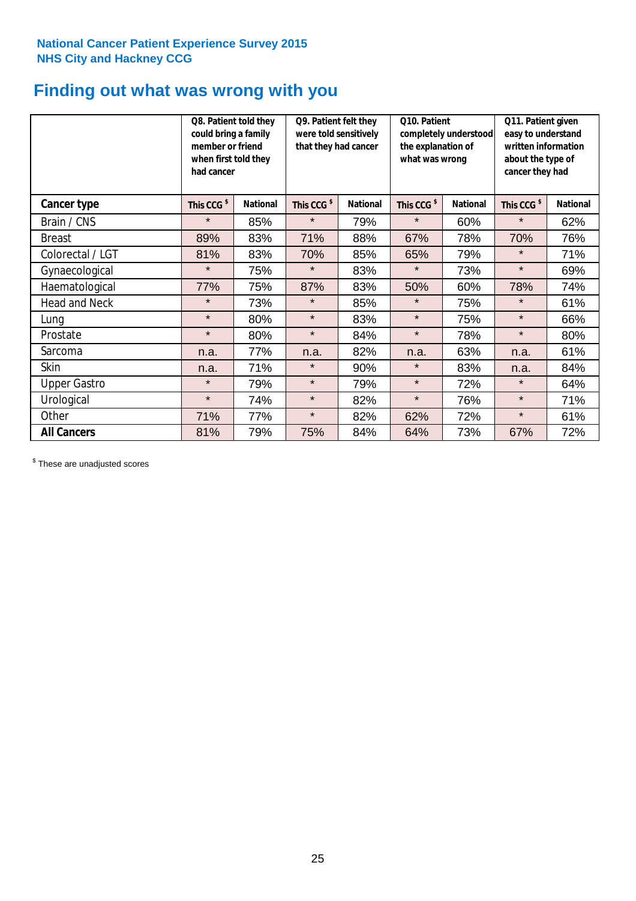**National Cancer Patient Experience Survey 2015**
**NHS City and Hackney CCG**

# Finding out what was wrong with you

| | Q8. Patient told they could bring a family member or friend when first told they had cancer | | Q9. Patient felt they were told sensitively that they had cancer | | Q10. Patient completely understood the explanation of what was wrong | | Q11. Patient given easy to understand written information about the type of cancer they had | |
|---|---|---|---|---|---|---|---|---|
| **Cancer type** | **This CCG $** | **National** | **This CCG $** | **National** | **This CCG $** | **National** | **This CCG $** | **National** |
| Brain / CNS | * | 85% | * | 79% | * | 60% | * | 62% |
| Breast | 89% | 83% | 71% | 88% | 67% | 78% | 70% | 76% |
| Colorectal / LGT | 81% | 83% | 70% | 85% | 65% | 79% | * | 71% |
| Gynaecological | * | 75% | * | 83% | * | 73% | * | 69% |
| Haematological | 77% | 75% | 87% | 83% | 50% | 60% | 78% | 74% |
| Head and Neck | * | 73% | * | 85% | * | 75% | * | 61% |
| Lung | * | 80% | * | 83% | * | 75% | * | 66% |
| Prostate | * | 80% | * | 84% | * | 78% | * | 80% |
| Sarcoma | n.a. | 77% | n.a. | 82% | n.a. | 63% | n.a. | 61% |
| Skin | n.a. | 71% | * | 90% | * | 83% | n.a. | 84% |
| Upper Gastro | * | 79% | * | 79% | * | 72% | * | 64% |
| Urological | * | 74% | * | 82% | * | 76% | * | 71% |
| Other | 71% | 77% | * | 82% | 62% | 72% | * | 61% |
| **All Cancers** | 81% | 79% | 75% | 84% | 64% | 73% | 67% | 72% |

$ These are unadjusted scores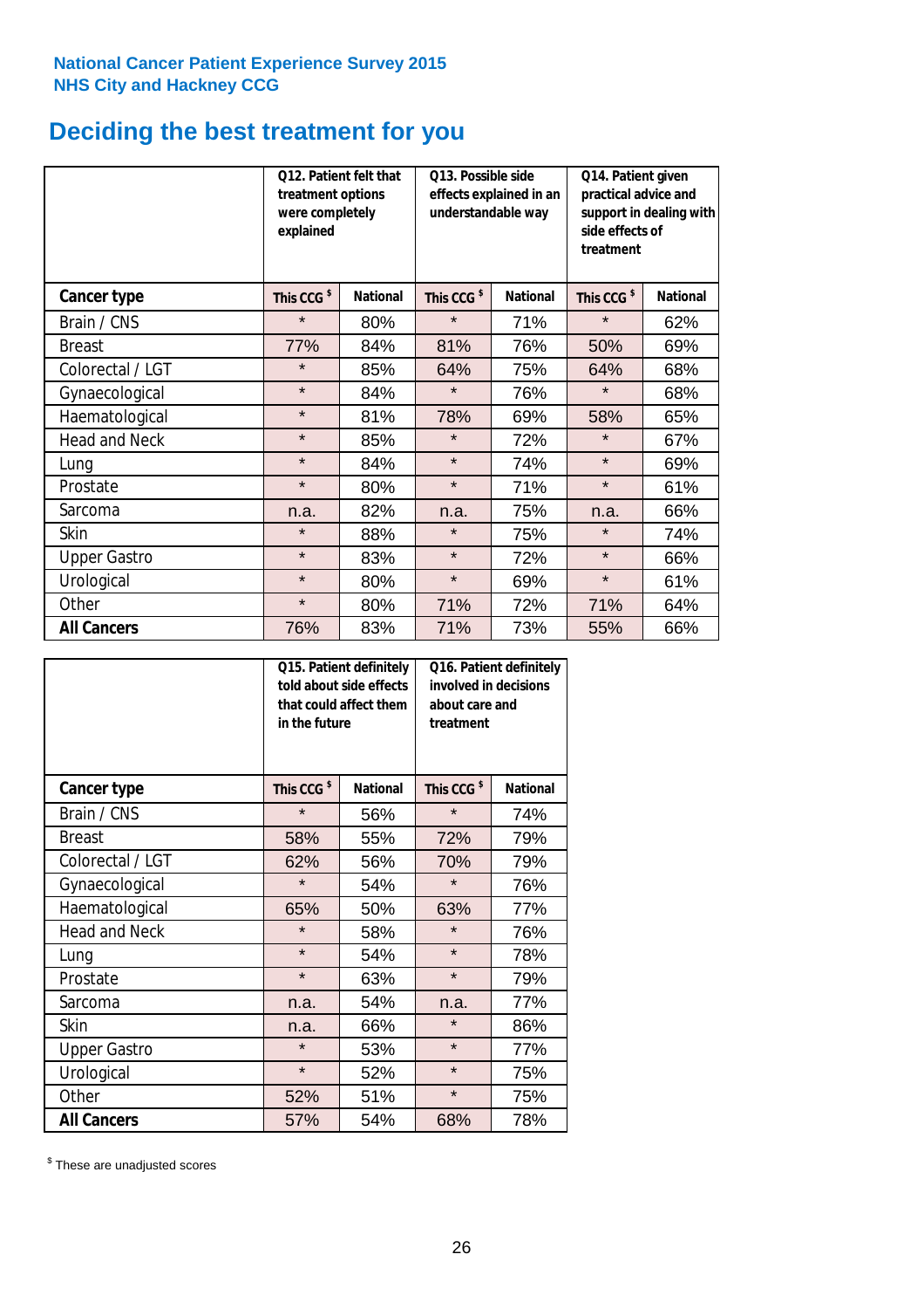National Cancer Patient Experience Survey 2015
NHS City and Hackney CCG

# Deciding the best treatment for you

| | Q12. Patient felt that treatment options were completely explained | | Q13. Possible side effects explained in an understandable way | | Q14. Patient given practical advice and support in dealing with side effects of treatment | |
|---|---|---|---|---|---|---|
| **Cancer type** | This CCG $ | National | This CCG $ | National | This CCG $ | National |
| Brain / CNS | * | 80% | * | 71% | * | 62% |
| Breast | 77% | 84% | 81% | 76% | 50% | 69% |
| Colorectal / LGT | * | 85% | 64% | 75% | 64% | 68% |
| Gynaecological | * | 84% | * | 76% | * | 68% |
| Haematological | * | 81% | 78% | 69% | 58% | 65% |
| Head and Neck | * | 85% | * | 72% | * | 67% |
| Lung | * | 84% | * | 74% | * | 69% |
| Prostate | * | 80% | * | 71% | * | 61% |
| Sarcoma | n.a. | 82% | n.a. | 75% | n.a. | 66% |
| Skin | * | 88% | * | 75% | * | 74% |
| Upper Gastro | * | 83% | * | 72% | * | 66% |
| Urological | * | 80% | * | 69% | * | 61% |
| Other | * | 80% | 71% | 72% | 71% | 64% |
| **All Cancers** | 76% | 83% | 71% | 73% | 55% | 66% |

| | Q15. Patient definitely told about side effects that could affect them in the future | | Q16. Patient definitely involved in decisions about care and treatment | |
|---|---|---|---|---|
| **Cancer type** | This CCG $ | National | This CCG $ | National |
| Brain / CNS | * | 56% | * | 74% |
| Breast | 58% | 55% | 72% | 79% |
| Colorectal / LGT | 62% | 56% | 70% | 79% |
| Gynaecological | * | 54% | * | 76% |
| Haematological | 65% | 50% | 63% | 77% |
| Head and Neck | * | 58% | * | 76% |
| Lung | * | 54% | * | 78% |
| Prostate | * | 63% | * | 79% |
| Sarcoma | n.a. | 54% | n.a. | 77% |
| Skin | n.a. | 66% | * | 86% |
| Upper Gastro | * | 53% | * | 77% |
| Urological | * | 52% | * | 75% |
| Other | 52% | 51% | * | 75% |
| **All Cancers** | 57% | 54% | 68% | 78% |

$ These are unadjusted scores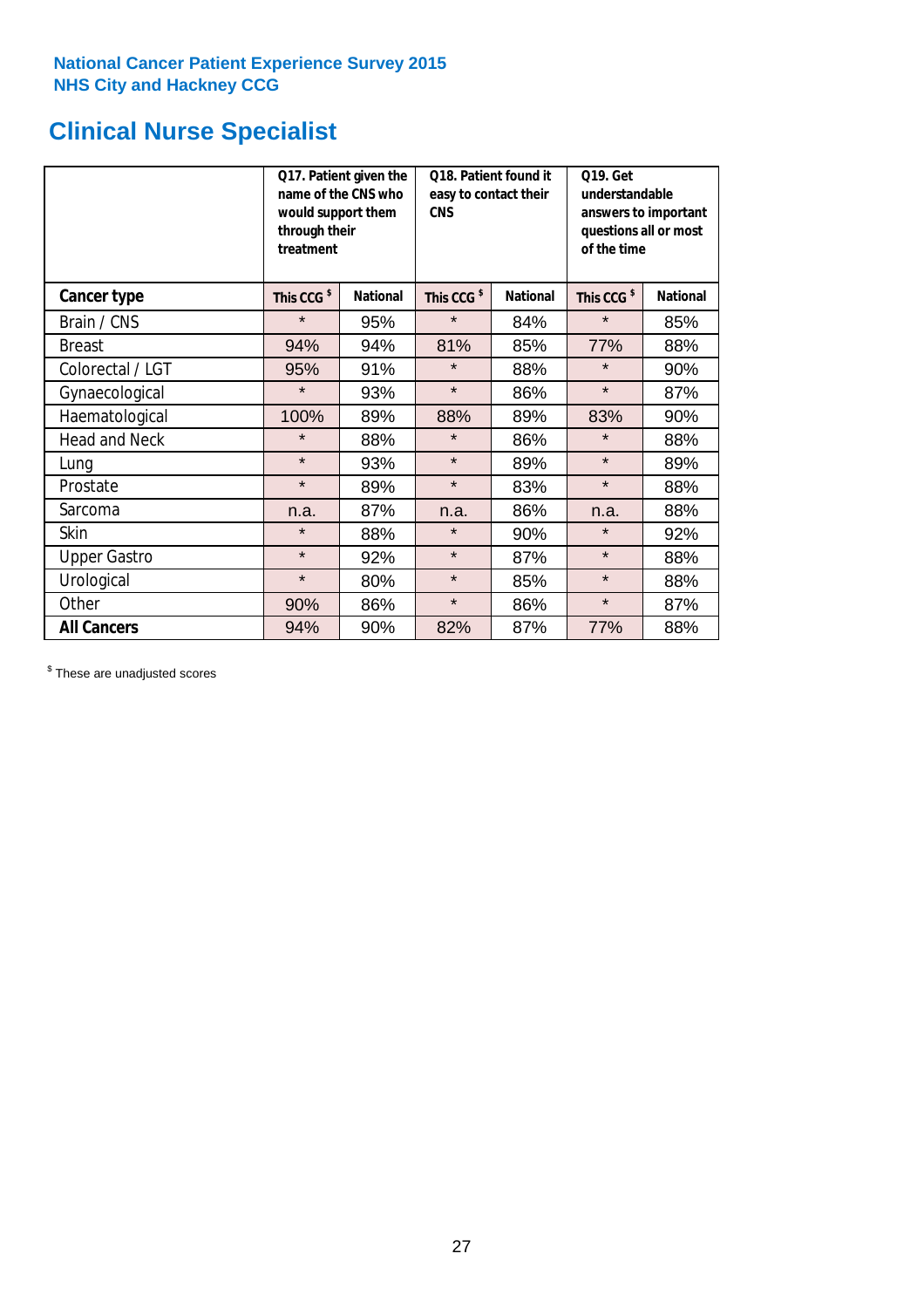National Cancer Patient Experience Survey 2015
NHS City and Hackney CCG

# Clinical Nurse Specialist

| | Q17. Patient given the name of the CNS who would support them through their treatment | | Q18. Patient found it easy to contact their CNS | | Q19. Get understandable answers to important questions all or most of the time | |
|---|---|---|---|---|---|---|
| **Cancer type** | **This CCG $** | **National** | **This CCG $** | **National** | **This CCG $** | **National** |
| Brain / CNS | * | 95% | * | 84% | * | 85% |
| Breast | 94% | 94% | 81% | 85% | 77% | 88% |
| Colorectal / LGT | 95% | 91% | * | 88% | * | 90% |
| Gynaecological | * | 93% | * | 86% | * | 87% |
| Haematological | 100% | 89% | 88% | 89% | 83% | 90% |
| Head and Neck | * | 88% | * | 86% | * | 88% |
| Lung | * | 93% | * | 89% | * | 89% |
| Prostate | * | 89% | * | 83% | * | 88% |
| Sarcoma | n.a. | 87% | n.a. | 86% | n.a. | 88% |
| Skin | * | 88% | * | 90% | * | 92% |
| Upper Gastro | * | 92% | * | 87% | * | 88% |
| Urological | * | 80% | * | 85% | * | 88% |
| Other | 90% | 86% | * | 86% | * | 87% |
| **All Cancers** | 94% | 90% | 82% | 87% | 77% | 88% |

$ These are unadjusted scores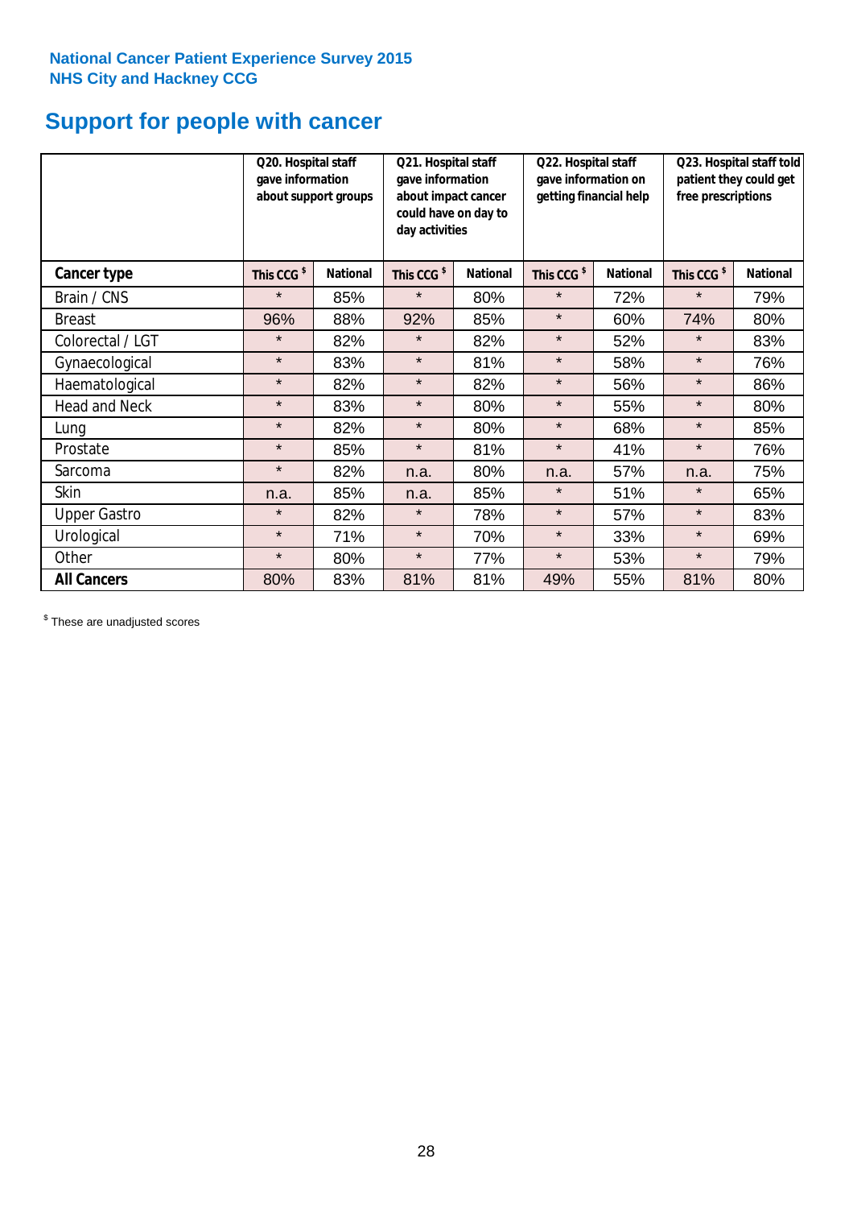National Cancer Patient Experience Survey 2015
NHS City and Hackney CCG

# Support for people with cancer

| | Q20. Hospital staff gave information about support groups | | Q21. Hospital staff gave information about impact cancer could have on day to day activities | | Q22. Hospital staff gave information on getting financial help | | Q23. Hospital staff told patient they could get free prescriptions | |
|---|---|---|---|---|---|---|---|---|
| **Cancer type** | **This CCG $** | **National** | **This CCG $** | **National** | **This CCG $** | **National** | **This CCG $** | **National** |
| Brain / CNS | * | 85% | * | 80% | * | 72% | * | 79% |
| Breast | 96% | 88% | 92% | 85% | * | 60% | 74% | 80% |
| Colorectal / LGT | * | 82% | * | 82% | * | 52% | * | 83% |
| Gynaecological | * | 83% | * | 81% | * | 58% | * | 76% |
| Haematological | * | 82% | * | 82% | * | 56% | * | 86% |
| Head and Neck | * | 83% | * | 80% | * | 55% | * | 80% |
| Lung | * | 82% | * | 80% | * | 68% | * | 85% |
| Prostate | * | 85% | * | 81% | * | 41% | * | 76% |
| Sarcoma | * | 82% | n.a. | 80% | n.a. | 57% | n.a. | 75% |
| Skin | n.a. | 85% | n.a. | 85% | * | 51% | * | 65% |
| Upper Gastro | * | 82% | * | 78% | * | 57% | * | 83% |
| Urological | * | 71% | * | 70% | * | 33% | * | 69% |
| Other | * | 80% | * | 77% | * | 53% | * | 79% |
| **All Cancers** | 80% | 83% | 81% | 81% | 49% | 55% | 81% | 80% |

$ These are unadjusted scores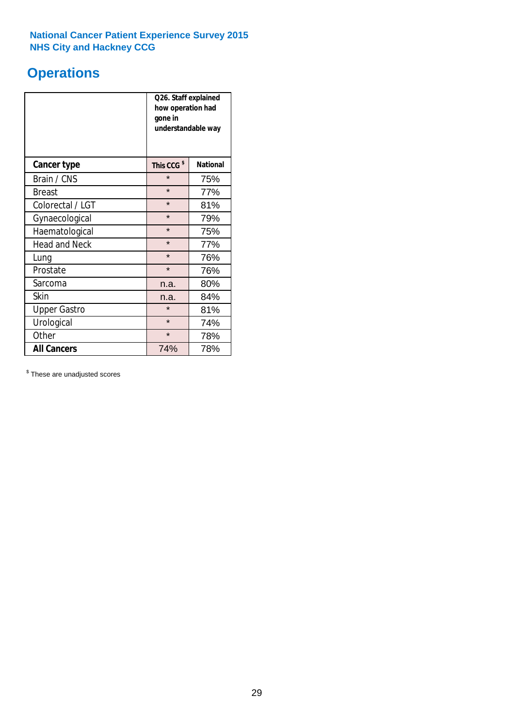National Cancer Patient Experience Survey 2015
NHS City and Hackney CCG

# Operations

| | Q26. Staff explained how operation had gone in understandable way | |
|---|---|---|
| **Cancer type** | **This CCG [$]** | **National** |
| Brain / CNS | * | 75% |
| Breast | * | 77% |
| Colorectal / LGT | * | 81% |
| Gynaecological | * | 79% |
| Haematological | * | 75% |
| Head and Neck | * | 77% |
| Lung | * | 76% |
| Prostate | * | 76% |
| Sarcoma | n.a. | 80% |
| Skin | n.a. | 84% |
| Upper Gastro | * | 81% |
| Urological | * | 74% |
| Other | * | 78% |
| **All Cancers** | 74% | 78% |

[$] These are unadjusted scores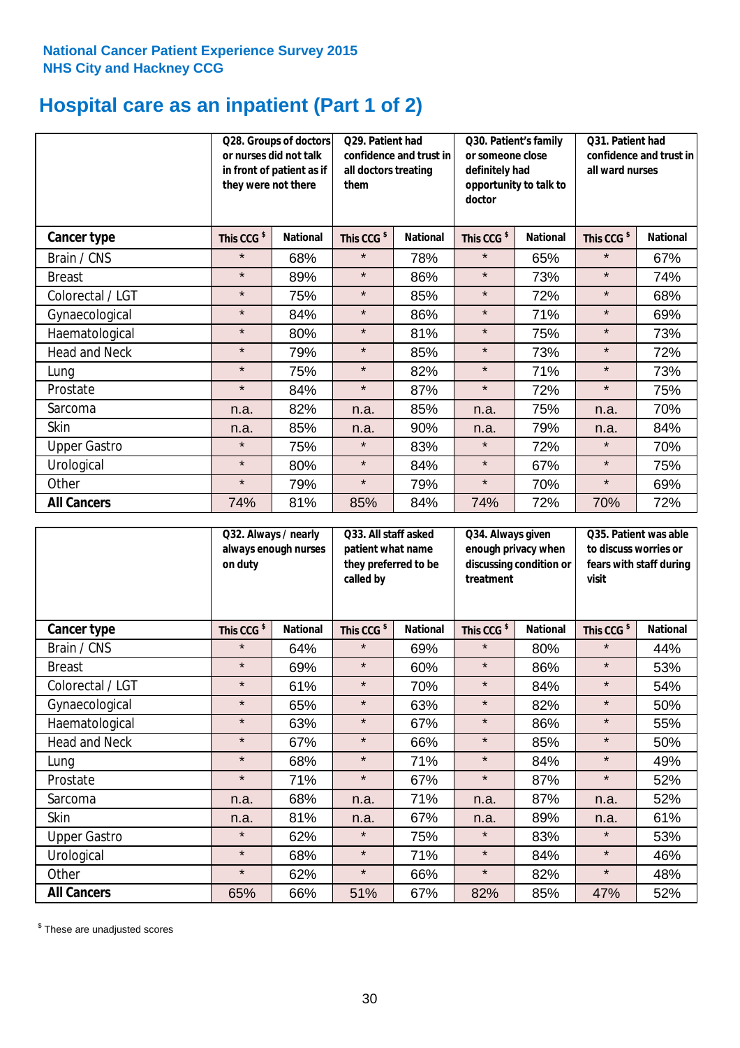**National Cancer Patient Experience Survey 2015**
**NHS City and Hackney CCG**

# Hospital care as an inpatient (Part 1 of 2)

| | Q28. Groups of doctors or nurses did not talk in front of patient as if they were not there | | Q29. Patient had confidence and trust in all doctors treating them | | Q30. Patient's family or someone close definitely had opportunity to talk to doctor | | Q31. Patient had confidence and trust in all ward nurses | |
|---|---|---|---|---|---|---|---|---|
| **Cancer type** | **This CCG $** | **National** | **This CCG $** | **National** | **This CCG $** | **National** | **This CCG $** | **National** |
| Brain / CNS | * | 68% | * | 78% | * | 65% | * | 67% |
| Breast | * | 89% | * | 86% | * | 73% | * | 74% |
| Colorectal / LGT | * | 75% | * | 85% | * | 72% | * | 68% |
| Gynaecological | * | 84% | * | 86% | * | 71% | * | 69% |
| Haematological | * | 80% | * | 81% | * | 75% | * | 73% |
| Head and Neck | * | 79% | * | 85% | * | 73% | * | 72% |
| Lung | * | 75% | * | 82% | * | 71% | * | 73% |
| Prostate | * | 84% | * | 87% | * | 72% | * | 75% |
| Sarcoma | n.a. | 82% | n.a. | 85% | n.a. | 75% | n.a. | 70% |
| Skin | n.a. | 85% | n.a. | 90% | n.a. | 79% | n.a. | 84% |
| Upper Gastro | * | 75% | * | 83% | * | 72% | * | 70% |
| Urological | * | 80% | * | 84% | * | 67% | * | 75% |
| Other | * | 79% | * | 79% | * | 70% | * | 69% |
| **All Cancers** | 74% | 81% | 85% | 84% | 74% | 72% | 70% | 72% |

| | Q32. Always / nearly always enough nurses on duty | | Q33. All staff asked patient what name they preferred to be called by | | Q34. Always given enough privacy when discussing condition or treatment | | Q35. Patient was able to discuss worries or fears with staff during visit | |
|---|---|---|---|---|---|---|---|---|
| **Cancer type** | **This CCG $** | **National** | **This CCG $** | **National** | **This CCG $** | **National** | **This CCG $** | **National** |
| Brain / CNS | * | 64% | * | 69% | * | 80% | * | 44% |
| Breast | * | 69% | * | 60% | * | 86% | * | 53% |
| Colorectal / LGT | * | 61% | * | 70% | * | 84% | * | 54% |
| Gynaecological | * | 65% | * | 63% | * | 82% | * | 50% |
| Haematological | * | 63% | * | 67% | * | 86% | * | 55% |
| Head and Neck | * | 67% | * | 66% | * | 85% | * | 50% |
| Lung | * | 68% | * | 71% | * | 84% | * | 49% |
| Prostate | * | 71% | * | 67% | * | 87% | * | 52% |
| Sarcoma | n.a. | 68% | n.a. | 71% | n.a. | 87% | n.a. | 52% |
| Skin | n.a. | 81% | n.a. | 67% | n.a. | 89% | n.a. | 61% |
| Upper Gastro | * | 62% | * | 75% | * | 83% | * | 53% |
| Urological | * | 68% | * | 71% | * | 84% | * | 46% |
| Other | * | 62% | * | 66% | * | 82% | * | 48% |
| **All Cancers** | 65% | 66% | 51% | 67% | 82% | 85% | 47% | 52% |

$ These are unadjusted scores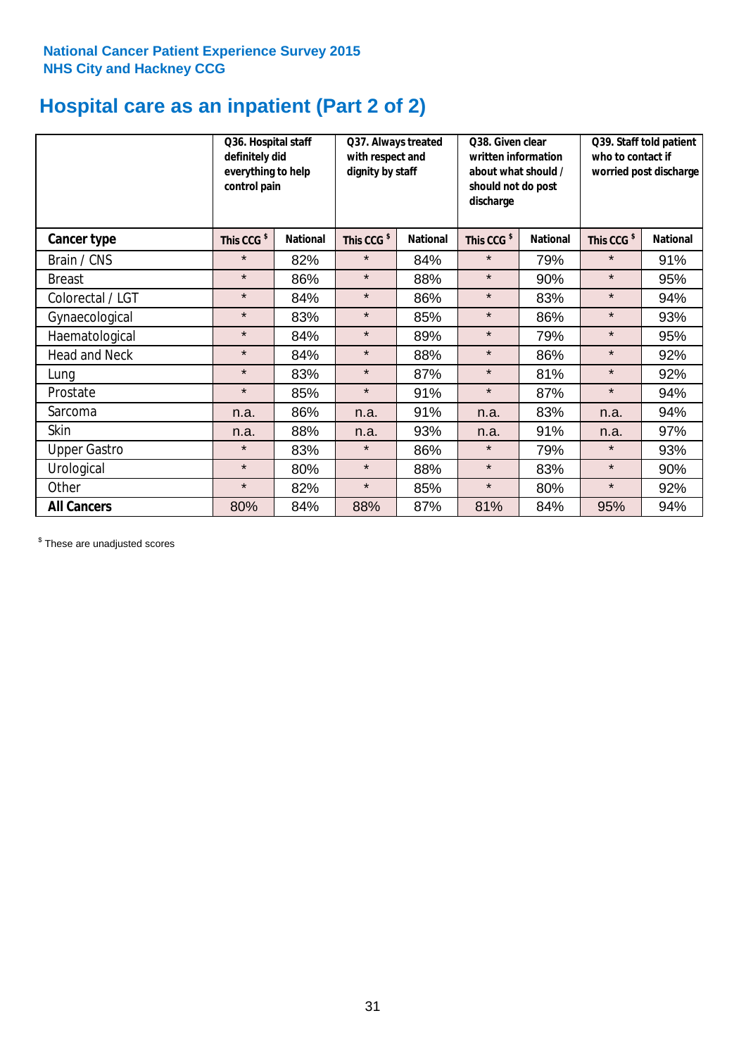**National Cancer Patient Experience Survey 2015**
**NHS City and Hackney CCG**

# Hospital care as an inpatient (Part 2 of 2)

| | Q36. Hospital staff definitely did everything to help control pain | | Q37. Always treated with respect and dignity by staff | | Q38. Given clear written information about what should / should not do post discharge | | Q39. Staff told patient who to contact if worried post discharge | |
|---|---|---|---|---|---|---|---|---|
| **Cancer type** | **This CCG $** | **National** | **This CCG $** | **National** | **This CCG $** | **National** | **This CCG $** | **National** |
| Brain / CNS | * | 82% | * | 84% | * | 79% | * | 91% |
| Breast | * | 86% | * | 88% | * | 90% | * | 95% |
| Colorectal / LGT | * | 84% | * | 86% | * | 83% | * | 94% |
| Gynaecological | * | 83% | * | 85% | * | 86% | * | 93% |
| Haematological | * | 84% | * | 89% | * | 79% | * | 95% |
| Head and Neck | * | 84% | * | 88% | * | 86% | * | 92% |
| Lung | * | 83% | * | 87% | * | 81% | * | 92% |
| Prostate | * | 85% | * | 91% | * | 87% | * | 94% |
| Sarcoma | n.a. | 86% | n.a. | 91% | n.a. | 83% | n.a. | 94% |
| Skin | n.a. | 88% | n.a. | 93% | n.a. | 91% | n.a. | 97% |
| Upper Gastro | * | 83% | * | 86% | * | 79% | * | 93% |
| Urological | * | 80% | * | 88% | * | 83% | * | 90% |
| Other | * | 82% | * | 85% | * | 80% | * | 92% |
| **All Cancers** | 80% | 84% | 88% | 87% | 81% | 84% | 95% | 94% |

$ These are unadjusted scores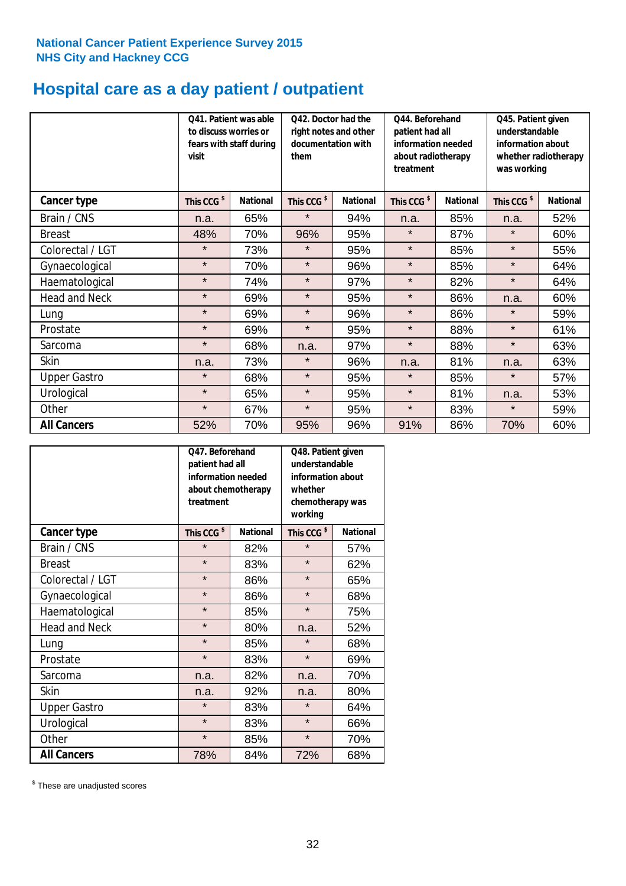**National Cancer Patient Experience Survey 2015**
**NHS City and Hackney CCG**

# Hospital care as a day patient / outpatient

| | Q41. Patient was able to discuss worries or fears with staff during visit | | Q42. Doctor had the right notes and other documentation with them | | Q44. Beforehand patient had all information needed about radiotherapy treatment | | Q45. Patient given understandable information about whether radiotherapy was working | |
|---|---|---|---|---|---|---|---|---|
| **Cancer type** | **This CCG $** | **National** | **This CCG $** | **National** | **This CCG $** | **National** | **This CCG $** | **National** |
| Brain / CNS | n.a. | 65% | * | 94% | n.a. | 85% | n.a. | 52% |
| Breast | 48% | 70% | 96% | 95% | * | 87% | * | 60% |
| Colorectal / LGT | * | 73% | * | 95% | * | 85% | * | 55% |
| Gynaecological | * | 70% | * | 96% | * | 85% | * | 64% |
| Haematological | * | 74% | * | 97% | * | 82% | * | 64% |
| Head and Neck | * | 69% | * | 95% | * | 86% | n.a. | 60% |
| Lung | * | 69% | * | 96% | * | 86% | * | 59% |
| Prostate | * | 69% | * | 95% | * | 88% | * | 61% |
| Sarcoma | * | 68% | n.a. | 97% | * | 88% | * | 63% |
| Skin | n.a. | 73% | * | 96% | n.a. | 81% | n.a. | 63% |
| Upper Gastro | * | 68% | * | 95% | * | 85% | * | 57% |
| Urological | * | 65% | * | 95% | * | 81% | n.a. | 53% |
| Other | * | 67% | * | 95% | * | 83% | * | 59% |
| **All Cancers** | 52% | 70% | 95% | 96% | 91% | 86% | 70% | 60% |

| | Q47. Beforehand patient had all information needed about chemotherapy treatment | | Q48. Patient given understandable information about whether chemotherapy was working | |
|---|---|---|---|---|
| **Cancer type** | **This CCG $** | **National** | **This CCG $** | **National** |
| Brain / CNS | * | 82% | * | 57% |
| Breast | * | 83% | * | 62% |
| Colorectal / LGT | * | 86% | * | 65% |
| Gynaecological | * | 86% | * | 68% |
| Haematological | * | 85% | * | 75% |
| Head and Neck | * | 80% | n.a. | 52% |
| Lung | * | 85% | * | 68% |
| Prostate | * | 83% | * | 69% |
| Sarcoma | n.a. | 82% | n.a. | 70% |
| Skin | n.a. | 92% | n.a. | 80% |
| Upper Gastro | * | 83% | * | 64% |
| Urological | * | 83% | * | 66% |
| Other | * | 85% | * | 70% |
| **All Cancers** | 78% | 84% | 72% | 68% |

$ These are unadjusted scores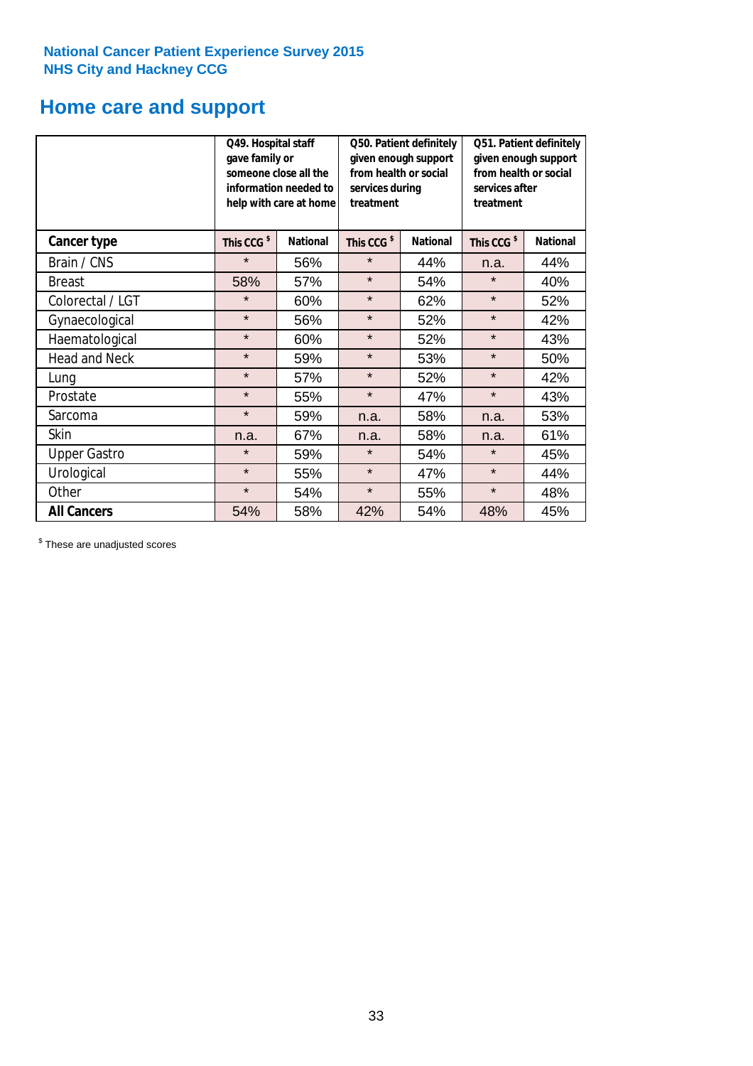**National Cancer Patient Experience Survey 2015**
**NHS City and Hackney CCG**

# Home care and support

| | Q49. Hospital staff gave family or someone close all the information needed to help with care at home | | Q50. Patient definitely given enough support from health or social services during treatment | | Q51. Patient definitely given enough support from health or social services after treatment | |
|---|---|---|---|---|---|---|
| **Cancer type** | **This CCG $** | **National** | **This CCG $** | **National** | **This CCG $** | **National** |
| Brain / CNS | * | 56% | * | 44% | n.a. | 44% |
| Breast | 58% | 57% | * | 54% | * | 40% |
| Colorectal / LGT | * | 60% | * | 62% | * | 52% |
| Gynaecological | * | 56% | * | 52% | * | 42% |
| Haematological | * | 60% | * | 52% | * | 43% |
| Head and Neck | * | 59% | * | 53% | * | 50% |
| Lung | * | 57% | * | 52% | * | 42% |
| Prostate | * | 55% | * | 47% | * | 43% |
| Sarcoma | * | 59% | n.a. | 58% | n.a. | 53% |
| Skin | n.a. | 67% | n.a. | 58% | n.a. | 61% |
| Upper Gastro | * | 59% | * | 54% | * | 45% |
| Urological | * | 55% | * | 47% | * | 44% |
| Other | * | 54% | * | 55% | * | 48% |
| **All Cancers** | 54% | 58% | 42% | 54% | 48% | 45% |

$ These are unadjusted scores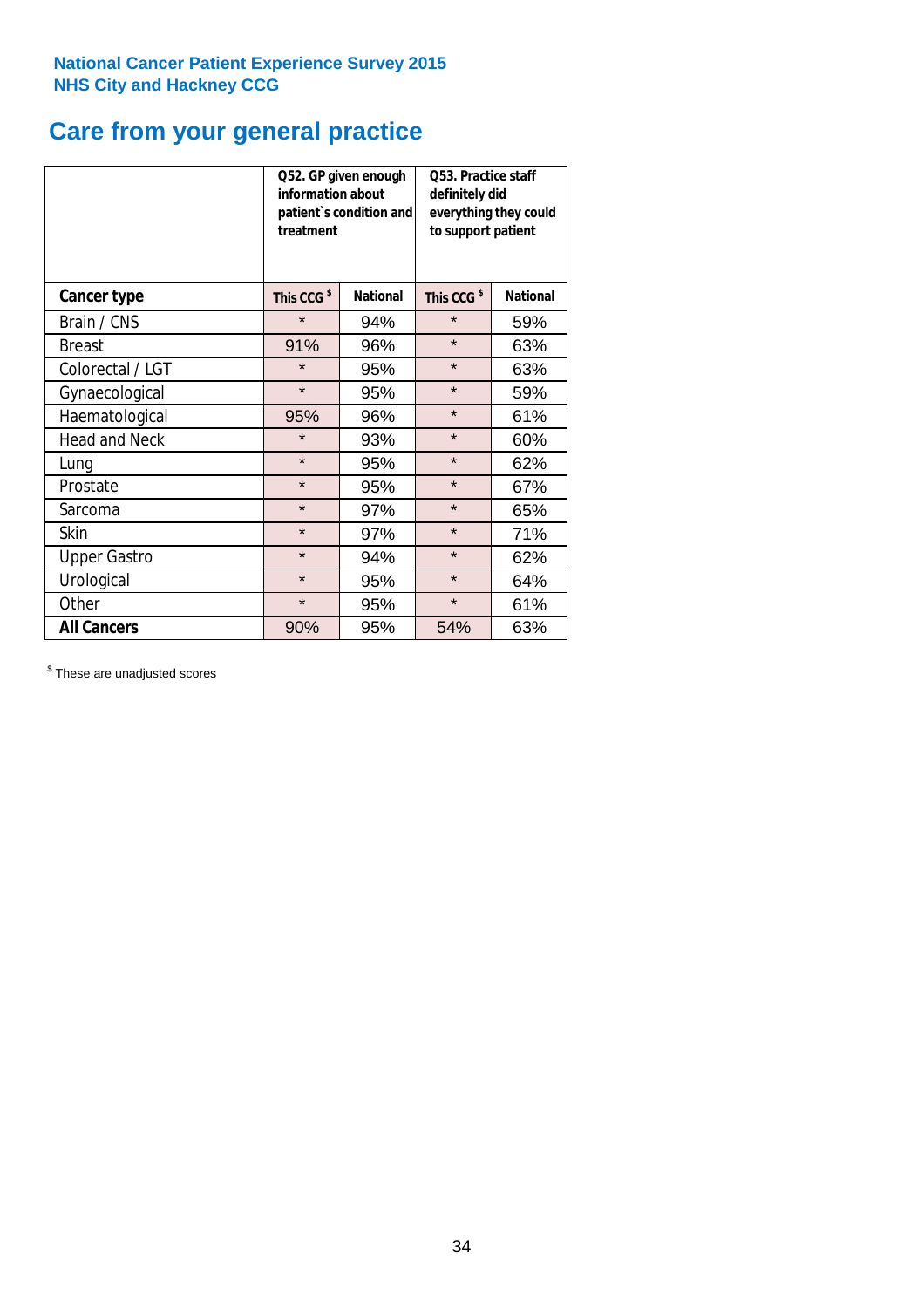National Cancer Patient Experience Survey 2015
NHS City and Hackney CCG

# Care from your general practice

| | Q52. GP given enough information about patient`s condition and treatment | | Q53. Practice staff definitely did everything they could to support patient | |
|---|---|---|---|---|
| **Cancer type** | **This CCG [$]** | **National** | **This CCG [$]** | **National** |
| Brain / CNS | * | 94% | * | 59% |
| Breast | 91% | 96% | * | 63% |
| Colorectal / LGT | * | 95% | * | 63% |
| Gynaecological | * | 95% | * | 59% |
| Haematological | 95% | 96% | * | 61% |
| Head and Neck | * | 93% | * | 60% |
| Lung | * | 95% | * | 62% |
| Prostate | * | 95% | * | 67% |
| Sarcoma | * | 97% | * | 65% |
| Skin | * | 97% | * | 71% |
| Upper Gastro | * | 94% | * | 62% |
| Urological | * | 95% | * | 64% |
| Other | * | 95% | * | 61% |
| **All Cancers** | 90% | 95% | 54% | 63% |

[$] These are unadjusted scores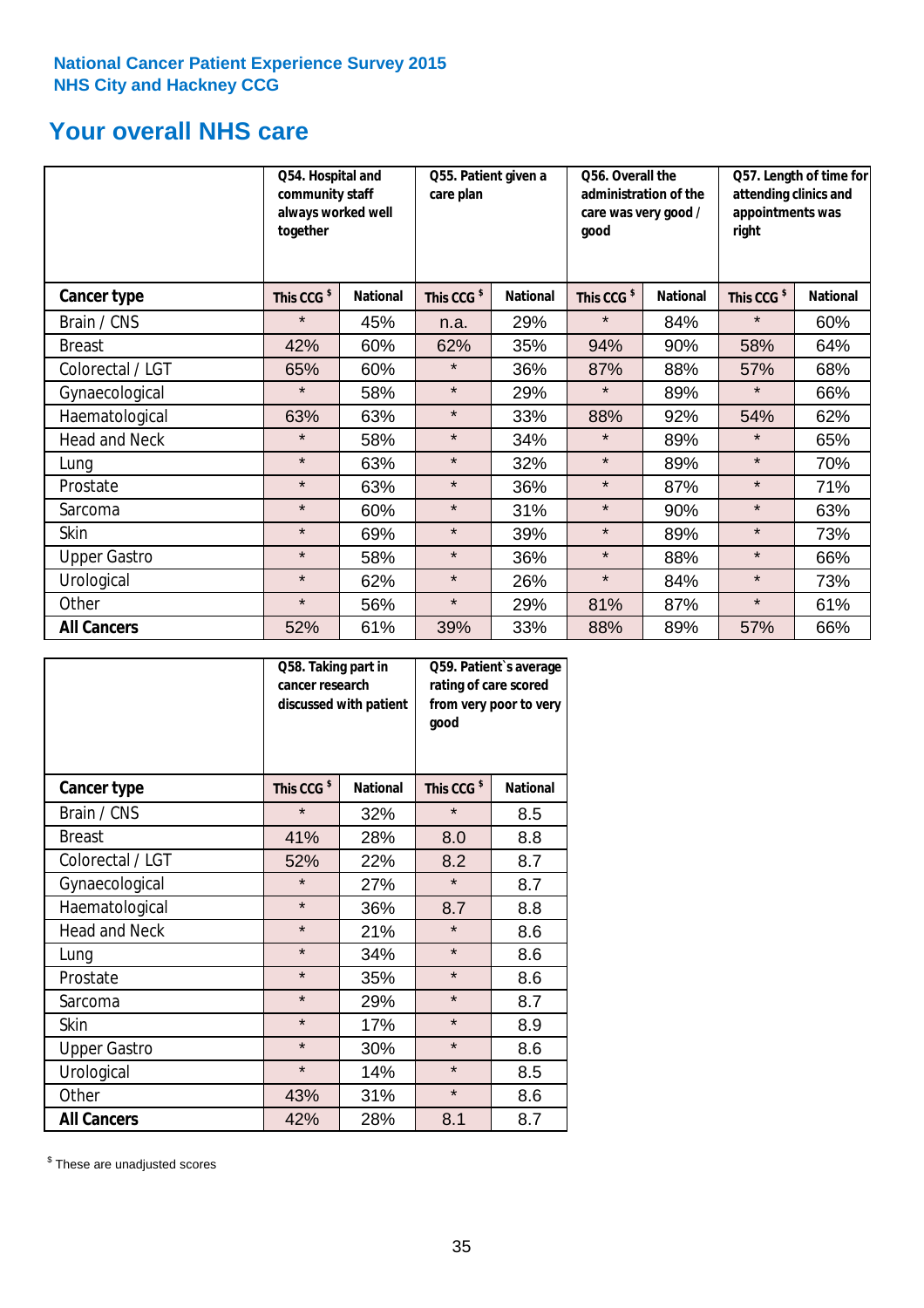National Cancer Patient Experience Survey 2015
NHS City and Hackney CCG

# Your overall NHS care

| | Q54. Hospital and community staff always worked well together | | Q55. Patient given a care plan | | Q56. Overall the administration of the care was very good / good | | Q57. Length of time for attending clinics and appointments was right | |
|---|---|---|---|---|---|---|---|---|
| **Cancer type** | This CCG $ | National | This CCG $ | National | This CCG $ | National | This CCG $ | National |
| Brain / CNS | * | 45% | n.a. | 29% | * | 84% | * | 60% |
| Breast | 42% | 60% | 62% | 35% | 94% | 90% | 58% | 64% |
| Colorectal / LGT | 65% | 60% | * | 36% | 87% | 88% | 57% | 68% |
| Gynaecological | * | 58% | * | 29% | * | 89% | * | 66% |
| Haematological | 63% | 63% | * | 33% | 88% | 92% | 54% | 62% |
| Head and Neck | * | 58% | * | 34% | * | 89% | * | 65% |
| Lung | * | 63% | * | 32% | * | 89% | * | 70% |
| Prostate | * | 63% | * | 36% | * | 87% | * | 71% |
| Sarcoma | * | 60% | * | 31% | * | 90% | * | 63% |
| Skin | * | 69% | * | 39% | * | 89% | * | 73% |
| Upper Gastro | * | 58% | * | 36% | * | 88% | * | 66% |
| Urological | * | 62% | * | 26% | * | 84% | * | 73% |
| Other | * | 56% | * | 29% | 81% | 87% | * | 61% |
| **All Cancers** | 52% | 61% | 39% | 33% | 88% | 89% | 57% | 66% |

| | Q58. Taking part in cancer research discussed with patient | | Q59. Patient`s average rating of care scored from very poor to very good | |
|---|---|---|---|---|
| **Cancer type** | This CCG $ | National | This CCG $ | National |
| Brain / CNS | * | 32% | * | 8.5 |
| Breast | 41% | 28% | 8.0 | 8.8 |
| Colorectal / LGT | 52% | 22% | 8.2 | 8.7 |
| Gynaecological | * | 27% | * | 8.7 |
| Haematological | * | 36% | 8.7 | 8.8 |
| Head and Neck | * | 21% | * | 8.6 |
| Lung | * | 34% | * | 8.6 |
| Prostate | * | 35% | * | 8.6 |
| Sarcoma | * | 29% | * | 8.7 |
| Skin | * | 17% | * | 8.9 |
| Upper Gastro | * | 30% | * | 8.6 |
| Urological | * | 14% | * | 8.5 |
| Other | 43% | 31% | * | 8.6 |
| **All Cancers** | 42% | 28% | 8.1 | 8.7 |

$ These are unadjusted scores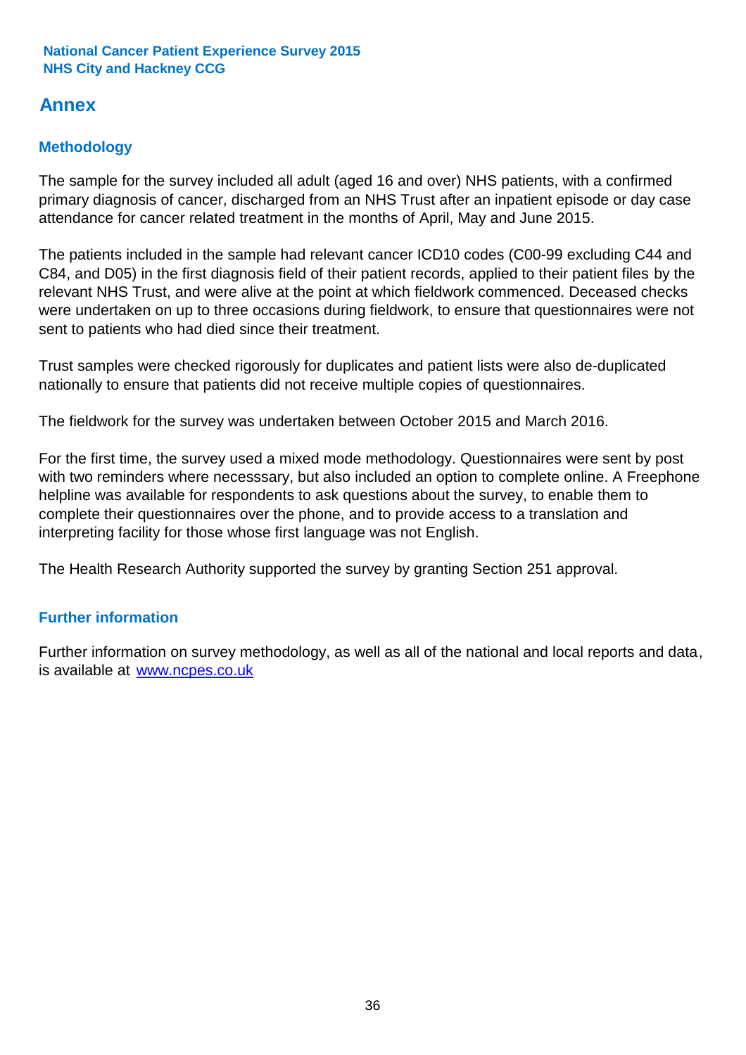# Annex

## Methodology

The sample for the survey included all adult (aged 16 and over) NHS patients, with a confirmed primary diagnosis of cancer, discharged from an NHS Trust after an inpatient episode or day case attendance for cancer related treatment in the months of April, May and June 2015.

The patients included in the sample had relevant cancer ICD10 codes (C00-99 excluding C44 and C84, and D05) in the first diagnosis field of their patient records, applied to their patient files by the relevant NHS Trust, and were alive at the point at which fieldwork commenced. Deceased checks were undertaken on up to three occasions during fieldwork, to ensure that questionnaires were not sent to patients who had died since their treatment.

Trust samples were checked rigorously for duplicates and patient lists were also de-duplicated nationally to ensure that patients did not receive multiple copies of questionnaires.

The fieldwork for the survey was undertaken between October 2015 and March 2016.

For the first time, the survey used a mixed mode methodology. Questionnaires were sent by post with two reminders where necesssary, but also included an option to complete online. A Freephone helpline was available for respondents to ask questions about the survey, to enable them to complete their questionnaires over the phone, and to provide access to a translation and interpreting facility for those whose first language was not English.

The Health Research Authority supported the survey by granting Section 251 approval.

## Further information

Further information on survey methodology, as well as all of the national and local reports and data, is available at [www.ncpes.co.uk](http://www.ncpes.co.uk)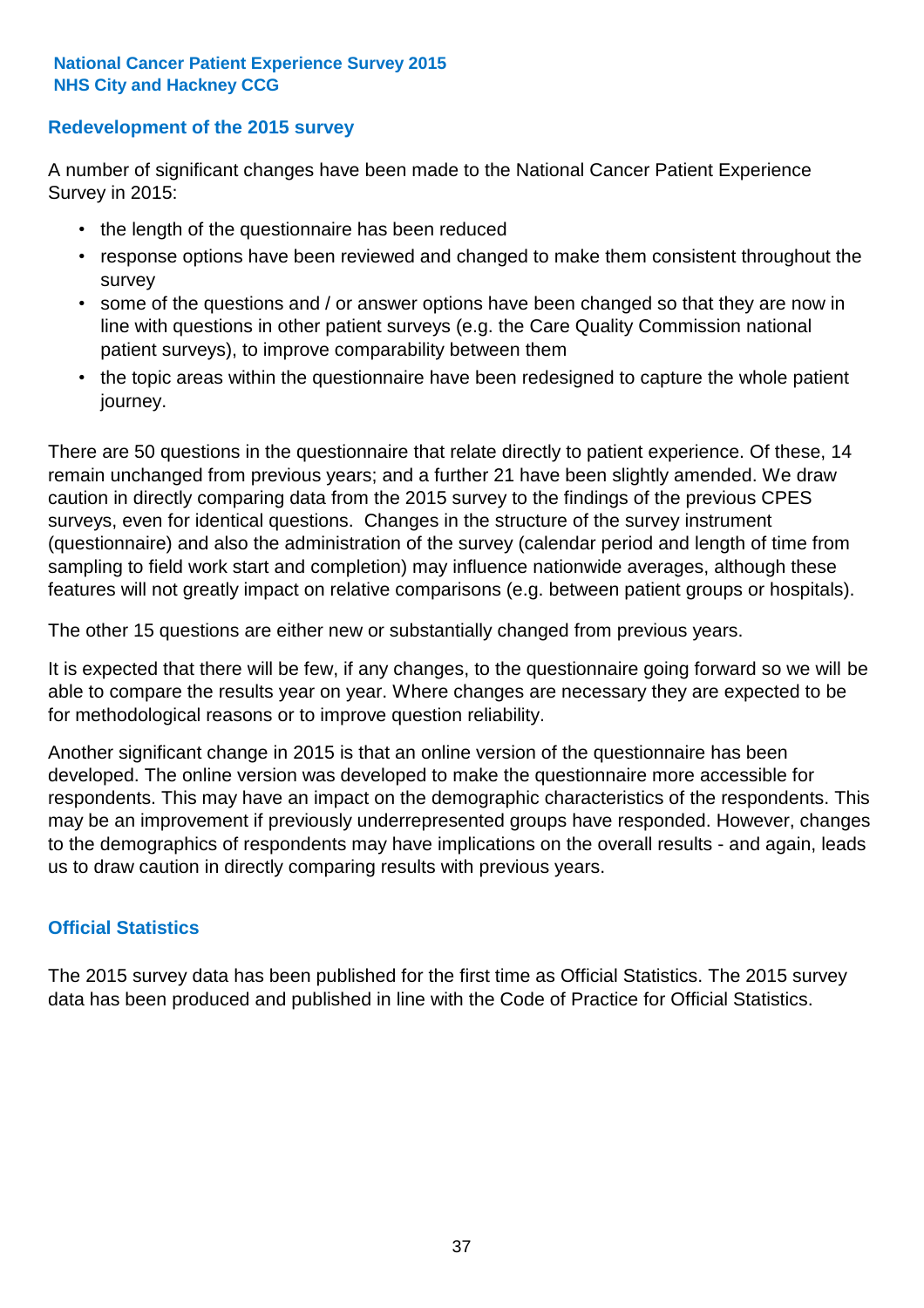## Redevelopment of the 2015 survey

A number of significant changes have been made to the National Cancer Patient Experience Survey in 2015:

- the length of the questionnaire has been reduced
- response options have been reviewed and changed to make them consistent throughout the survey
- some of the questions and / or answer options have been changed so that they are now in line with questions in other patient surveys (e.g. the Care Quality Commission national patient surveys), to improve comparability between them
- the topic areas within the questionnaire have been redesigned to capture the whole patient journey.

There are 50 questions in the questionnaire that relate directly to patient experience. Of these, 14 remain unchanged from previous years; and a further 21 have been slightly amended. We draw caution in directly comparing data from the 2015 survey to the findings of the previous CPES surveys, even for identical questions. Changes in the structure of the survey instrument (questionnaire) and also the administration of the survey (calendar period and length of time from sampling to field work start and completion) may influence nationwide averages, although these features will not greatly impact on relative comparisons (e.g. between patient groups or hospitals).

The other 15 questions are either new or substantially changed from previous years.

It is expected that there will be few, if any changes, to the questionnaire going forward so we will be able to compare the results year on year. Where changes are necessary they are expected to be for methodological reasons or to improve question reliability.

Another significant change in 2015 is that an online version of the questionnaire has been developed. The online version was developed to make the questionnaire more accessible for respondents. This may have an impact on the demographic characteristics of the respondents. This may be an improvement if previously underrepresented groups have responded. However, changes to the demographics of respondents may have implications on the overall results - and again, leads us to draw caution in directly comparing results with previous years.

## Official Statistics

The 2015 survey data has been published for the first time as Official Statistics. The 2015 survey data has been produced and published in line with the Code of Practice for Official Statistics.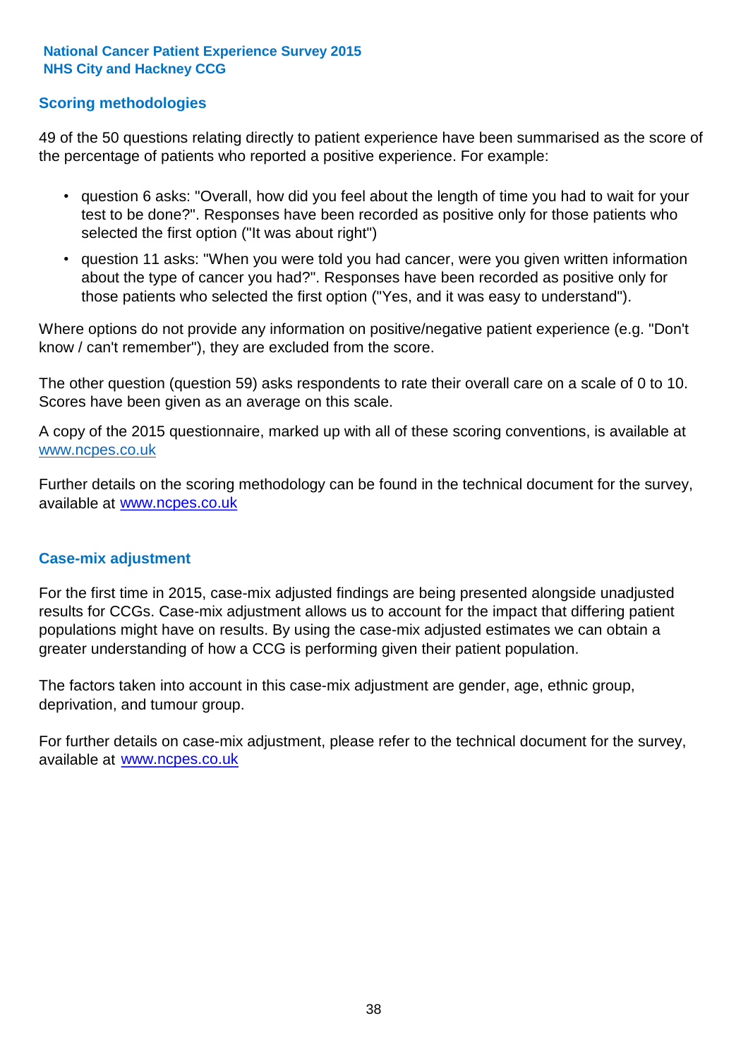## Scoring methodologies

49 of the 50 questions relating directly to patient experience have been summarised as the score of the percentage of patients who reported a positive experience. For example:

- question 6 asks: "Overall, how did you feel about the length of time you had to wait for your test to be done?". Responses have been recorded as positive only for those patients who selected the first option ("It was about right")
- question 11 asks: "When you were told you had cancer, were you given written information about the type of cancer you had?". Responses have been recorded as positive only for those patients who selected the first option ("Yes, and it was easy to understand").

Where options do not provide any information on positive/negative patient experience (e.g. "Don't know / can't remember"), they are excluded from the score.

The other question (question 59) asks respondents to rate their overall care on a scale of 0 to 10. Scores have been given as an average on this scale.

A copy of the 2015 questionnaire, marked up with all of these scoring conventions, is available at www.ncpes.co.uk

Further details on the scoring methodology can be found in the technical document for the survey, available at www.ncpes.co.uk

## Case-mix adjustment

For the first time in 2015, case-mix adjusted findings are being presented alongside unadjusted results for CCGs. Case-mix adjustment allows us to account for the impact that differing patient populations might have on results. By using the case-mix adjusted estimates we can obtain a greater understanding of how a CCG is performing given their patient population.

The factors taken into account in this case-mix adjustment are gender, age, ethnic group, deprivation, and tumour group.

For further details on case-mix adjustment, please refer to the technical document for the survey, available at www.ncpes.co.uk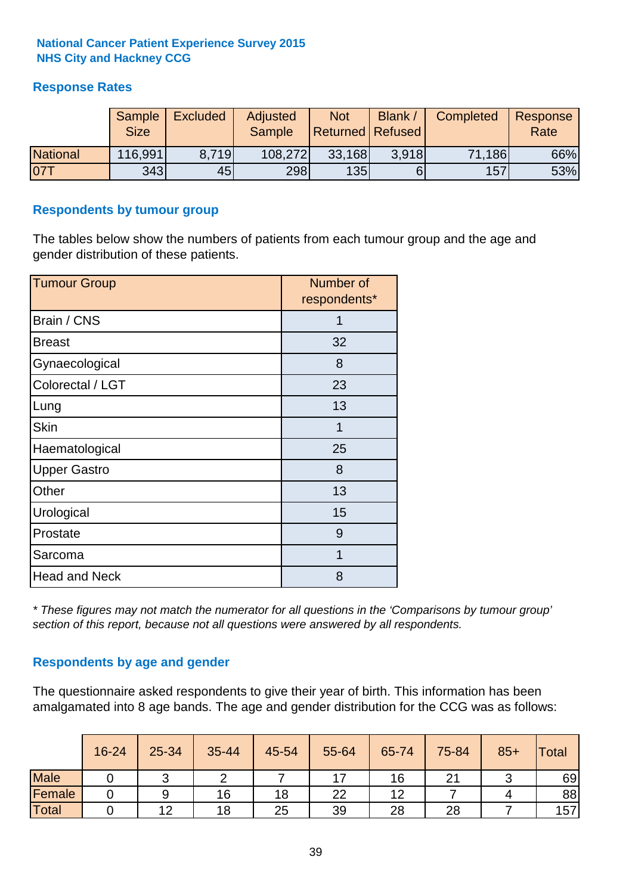**National Cancer Patient Experience Survey 2015**
**NHS City and Hackney CCG**

## Response Rates

| | Sample Size | Excluded | Adjusted Sample | Not Returned | Blank / Refused | Completed | Response Rate |
|---|---|---|---|---|---|---|---|
| National | 116,991 | 8,719 | 108,272 | 33,168 | 3,918 | 71,186 | 66% |
| 07T | 343 | 45 | 298 | 135 | 6 | 157 | 53% |

## Respondents by tumour group

The tables below show the numbers of patients from each tumour group and the age and gender distribution of these patients.

| Tumour Group | Number of respondents* |
|---|---|
| Brain / CNS | 1 |
| Breast | 32 |
| Gynaecological | 8 |
| Colorectal / LGT | 23 |
| Lung | 13 |
| Skin | 1 |
| Haematological | 25 |
| Upper Gastro | 8 |
| Other | 13 |
| Urological | 15 |
| Prostate | 9 |
| Sarcoma | 1 |
| Head and Neck | 8 |

*\* These figures may not match the numerator for all questions in the 'Comparisons by tumour group' section of this report, because not all questions were answered by all respondents.*

## Respondents by age and gender

The questionnaire asked respondents to give their year of birth. This information has been amalgamated into 8 age bands. The age and gender distribution for the CCG was as follows:

| | 16-24 | 25-34 | 35-44 | 45-54 | 55-64 | 65-74 | 75-84 | 85+ | Total |
|---|---|---|---|---|---|---|---|---|---|
| Male | 0 | 3 | 2 | 7 | 17 | 16 | 21 | 3 | 69 |
| Female | 0 | 9 | 16 | 18 | 22 | 12 | 7 | 4 | 88 |
| Total | 0 | 12 | 18 | 25 | 39 | 28 | 28 | 7 | 157 |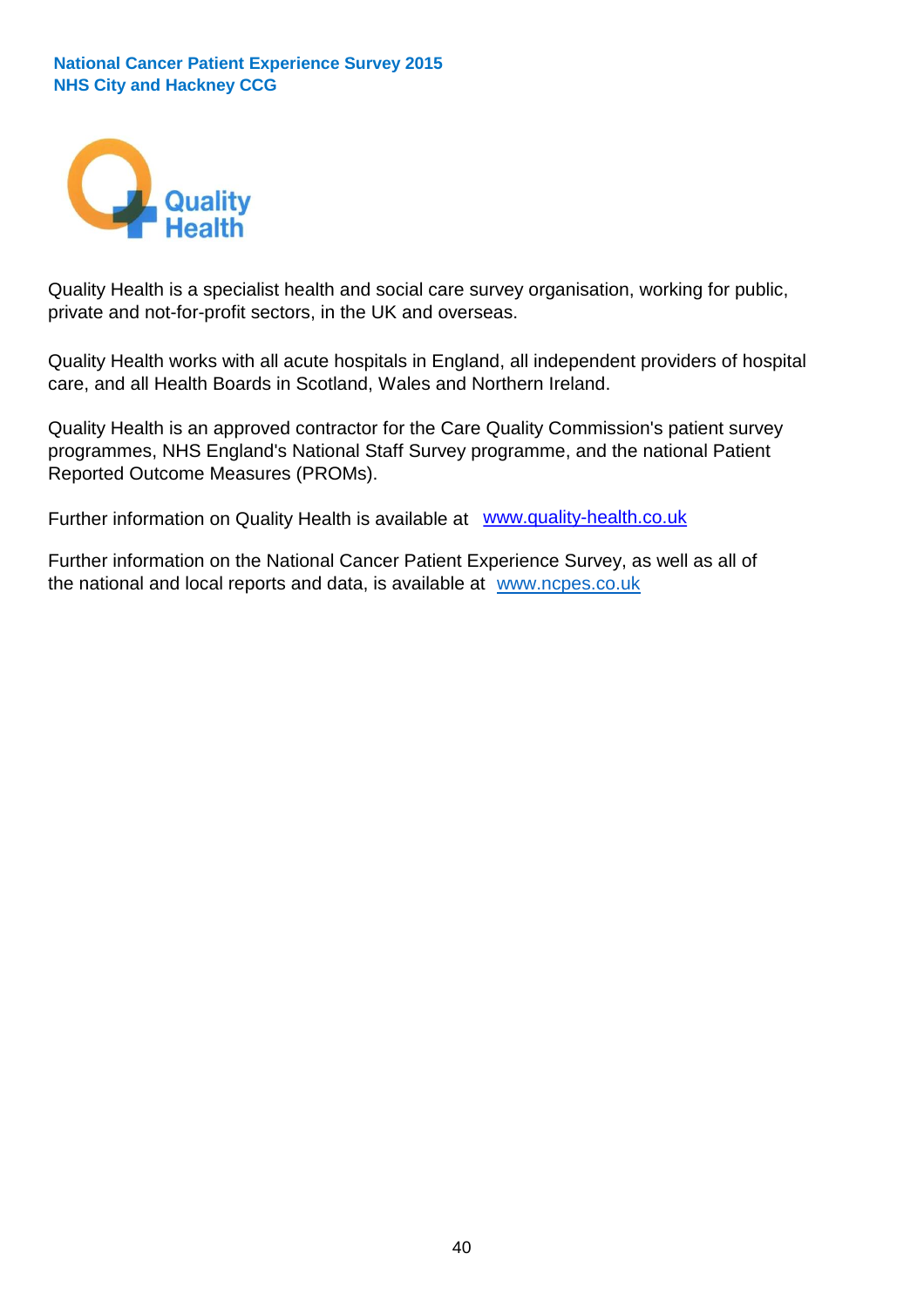National Cancer Patient Experience Survey 2015
NHS City and Hackney CCG

Quality Health

Quality Health is a specialist health and social care survey organisation, working for public, private and not-for-profit sectors, in the UK and overseas.

Quality Health works with all acute hospitals in England, all independent providers of hospital care, and all Health Boards in Scotland, Wales and Northern Ireland.

Quality Health is an approved contractor for the Care Quality Commission's patient survey programmes, NHS England's National Staff Survey programme, and the national Patient Reported Outcome Measures (PROMs).

Further information on Quality Health is available at www.quality-health.co.uk

Further information on the National Cancer Patient Experience Survey, as well as all of the national and local reports and data, is available at www.ncpes.co.uk